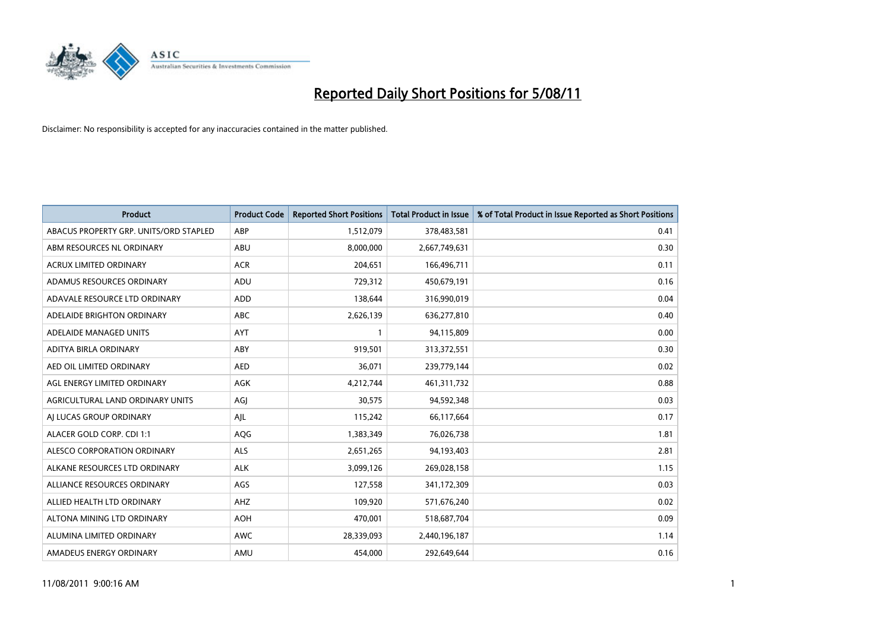# Reported Daily Short Positions for 5/08/11

Disclaimer: No responsibility is accepted for any inaccuracies contained in the matter published.

| Product | Product Code | Reported Short Positions | Total Product in Issue | % of Total Product in Issue Reported as Short Positions |
|---|---|---|---|---|
| ABACUS PROPERTY GRP. UNITS/ORD STAPLED | ABP | 1,512,079 | 378,483,581 | 0.41 |
| ABM RESOURCES NL ORDINARY | ABU | 8,000,000 | 2,667,749,631 | 0.30 |
| ACRUX LIMITED ORDINARY | ACR | 204,651 | 166,496,711 | 0.11 |
| ADAMUS RESOURCES ORDINARY | ADU | 729,312 | 450,679,191 | 0.16 |
| ADAVALE RESOURCE LTD ORDINARY | ADD | 138,644 | 316,990,019 | 0.04 |
| ADELAIDE BRIGHTON ORDINARY | ABC | 2,626,139 | 636,277,810 | 0.40 |
| ADELAIDE MANAGED UNITS | AYT | 1 | 94,115,809 | 0.00 |
| ADITYA BIRLA ORDINARY | ABY | 919,501 | 313,372,551 | 0.30 |
| AED OIL LIMITED ORDINARY | AED | 36,071 | 239,779,144 | 0.02 |
| AGL ENERGY LIMITED ORDINARY | AGK | 4,212,744 | 461,311,732 | 0.88 |
| AGRICULTURAL LAND ORDINARY UNITS | AGJ | 30,575 | 94,592,348 | 0.03 |
| AJ LUCAS GROUP ORDINARY | AJL | 115,242 | 66,117,664 | 0.17 |
| ALACER GOLD CORP. CDI 1:1 | AQG | 1,383,349 | 76,026,738 | 1.81 |
| ALESCO CORPORATION ORDINARY | ALS | 2,651,265 | 94,193,403 | 2.81 |
| ALKANE RESOURCES LTD ORDINARY | ALK | 3,099,126 | 269,028,158 | 1.15 |
| ALLIANCE RESOURCES ORDINARY | AGS | 127,558 | 341,172,309 | 0.03 |
| ALLIED HEALTH LTD ORDINARY | AHZ | 109,920 | 571,676,240 | 0.02 |
| ALTONA MINING LTD ORDINARY | AOH | 470,001 | 518,687,704 | 0.09 |
| ALUMINA LIMITED ORDINARY | AWC | 28,339,093 | 2,440,196,187 | 1.14 |
| AMADEUS ENERGY ORDINARY | AMU | 454,000 | 292,649,644 | 0.16 |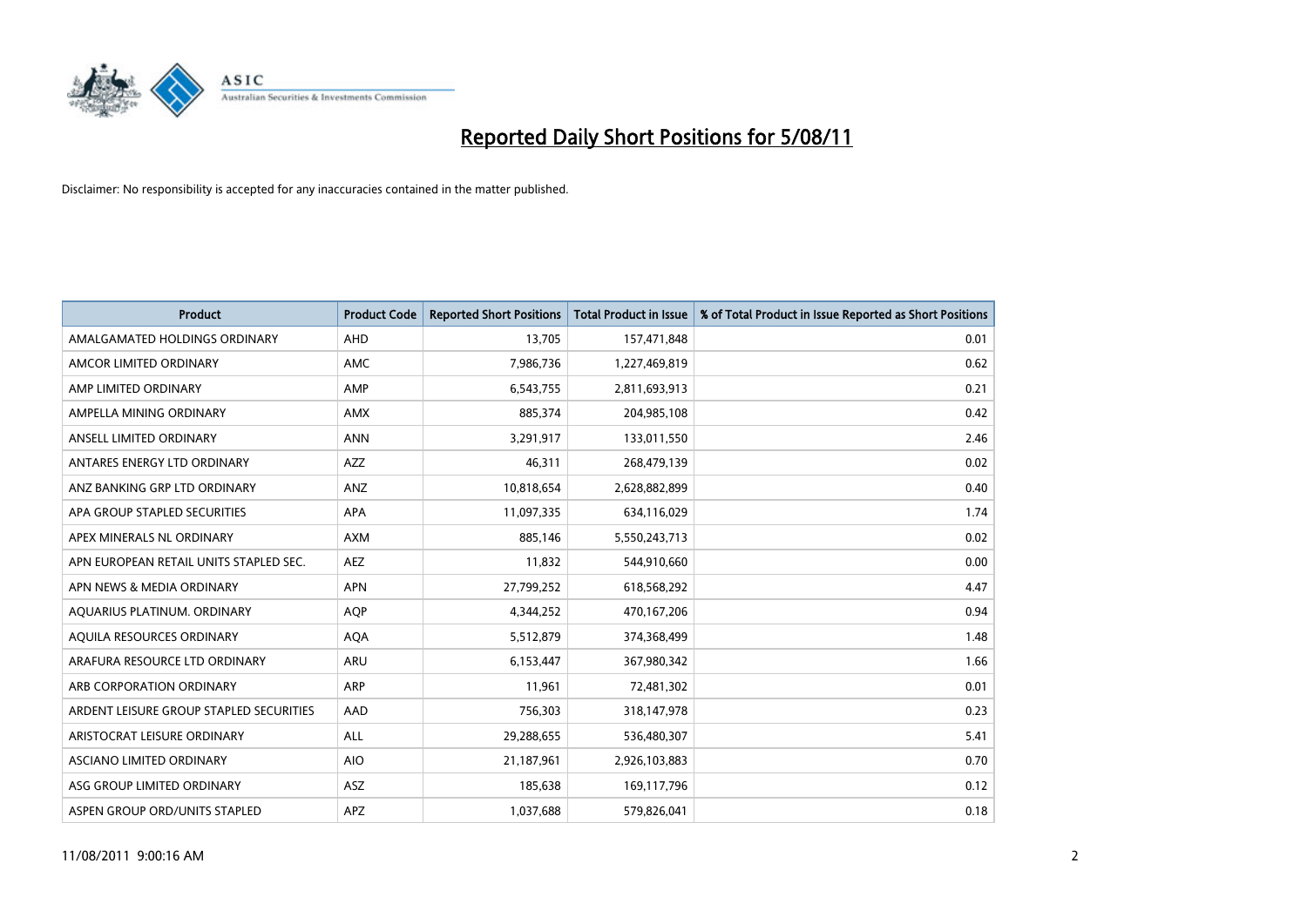# Reported Daily Short Positions for 5/08/11

Disclaimer: No responsibility is accepted for any inaccuracies contained in the matter published.

| Product | Product Code | Reported Short Positions | Total Product in Issue | % of Total Product in Issue Reported as Short Positions |
| --- | --- | --- | --- | --- |
| AMALGAMATED HOLDINGS ORDINARY | AHD | 13,705 | 157,471,848 | 0.01 |
| AMCOR LIMITED ORDINARY | AMC | 7,986,736 | 1,227,469,819 | 0.62 |
| AMP LIMITED ORDINARY | AMP | 6,543,755 | 2,811,693,913 | 0.21 |
| AMPELLA MINING ORDINARY | AMX | 885,374 | 204,985,108 | 0.42 |
| ANSELL LIMITED ORDINARY | ANN | 3,291,917 | 133,011,550 | 2.46 |
| ANTARES ENERGY LTD ORDINARY | AZZ | 46,311 | 268,479,139 | 0.02 |
| ANZ BANKING GRP LTD ORDINARY | ANZ | 10,818,654 | 2,628,882,899 | 0.40 |
| APA GROUP STAPLED SECURITIES | APA | 11,097,335 | 634,116,029 | 1.74 |
| APEX MINERALS NL ORDINARY | AXM | 885,146 | 5,550,243,713 | 0.02 |
| APN EUROPEAN RETAIL UNITS STAPLED SEC. | AEZ | 11,832 | 544,910,660 | 0.00 |
| APN NEWS & MEDIA ORDINARY | APN | 27,799,252 | 618,568,292 | 4.47 |
| AQUARIUS PLATINUM. ORDINARY | AQP | 4,344,252 | 470,167,206 | 0.94 |
| AQUILA RESOURCES ORDINARY | AQA | 5,512,879 | 374,368,499 | 1.48 |
| ARAFURA RESOURCE LTD ORDINARY | ARU | 6,153,447 | 367,980,342 | 1.66 |
| ARB CORPORATION ORDINARY | ARP | 11,961 | 72,481,302 | 0.01 |
| ARDENT LEISURE GROUP STAPLED SECURITIES | AAD | 756,303 | 318,147,978 | 0.23 |
| ARISTOCRAT LEISURE ORDINARY | ALL | 29,288,655 | 536,480,307 | 5.41 |
| ASCIANO LIMITED ORDINARY | AIO | 21,187,961 | 2,926,103,883 | 0.70 |
| ASG GROUP LIMITED ORDINARY | ASZ | 185,638 | 169,117,796 | 0.12 |
| ASPEN GROUP ORD/UNITS STAPLED | APZ | 1,037,688 | 579,826,041 | 0.18 |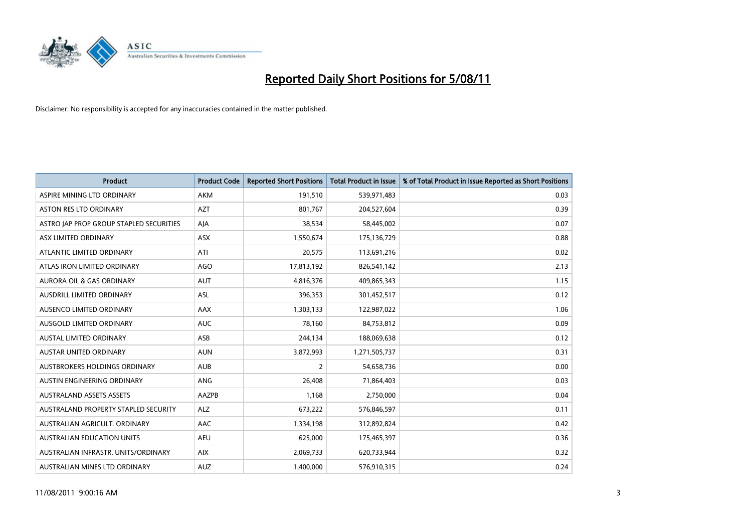# Reported Daily Short Positions for 5/08/11

Disclaimer: No responsibility is accepted for any inaccuracies contained in the matter published.

| Product | Product Code | Reported Short Positions | Total Product in Issue | % of Total Product in Issue Reported as Short Positions |
|---|---|---|---|---|
| ASPIRE MINING LTD ORDINARY | AKM | 191,510 | 539,971,483 | 0.03 |
| ASTON RES LTD ORDINARY | AZT | 801,767 | 204,527,604 | 0.39 |
| ASTRO JAP PROP GROUP STAPLED SECURITIES | AJA | 38,534 | 58,445,002 | 0.07 |
| ASX LIMITED ORDINARY | ASX | 1,550,674 | 175,136,729 | 0.88 |
| ATLANTIC LIMITED ORDINARY | ATI | 20,575 | 113,691,216 | 0.02 |
| ATLAS IRON LIMITED ORDINARY | AGO | 17,813,192 | 826,541,142 | 2.13 |
| AURORA OIL & GAS ORDINARY | AUT | 4,816,376 | 409,865,343 | 1.15 |
| AUSDRILL LIMITED ORDINARY | ASL | 396,353 | 301,452,517 | 0.12 |
| AUSENCO LIMITED ORDINARY | AAX | 1,303,133 | 122,987,022 | 1.06 |
| AUSGOLD LIMITED ORDINARY | AUC | 78,160 | 84,753,812 | 0.09 |
| AUSTAL LIMITED ORDINARY | ASB | 244,134 | 188,069,638 | 0.12 |
| AUSTAR UNITED ORDINARY | AUN | 3,872,993 | 1,271,505,737 | 0.31 |
| AUSTBROKERS HOLDINGS ORDINARY | AUB | 2 | 54,658,736 | 0.00 |
| AUSTIN ENGINEERING ORDINARY | ANG | 26,408 | 71,864,403 | 0.03 |
| AUSTRALAND ASSETS ASSETS | AAZPB | 1,168 | 2,750,000 | 0.04 |
| AUSTRALAND PROPERTY STAPLED SECURITY | ALZ | 673,222 | 576,846,597 | 0.11 |
| AUSTRALIAN AGRICULT. ORDINARY | AAC | 1,334,198 | 312,892,824 | 0.42 |
| AUSTRALIAN EDUCATION UNITS | AEU | 625,000 | 175,465,397 | 0.36 |
| AUSTRALIAN INFRASTR. UNITS/ORDINARY | AIX | 2,069,733 | 620,733,944 | 0.32 |
| AUSTRALIAN MINES LTD ORDINARY | AUZ | 1,400,000 | 576,910,315 | 0.24 |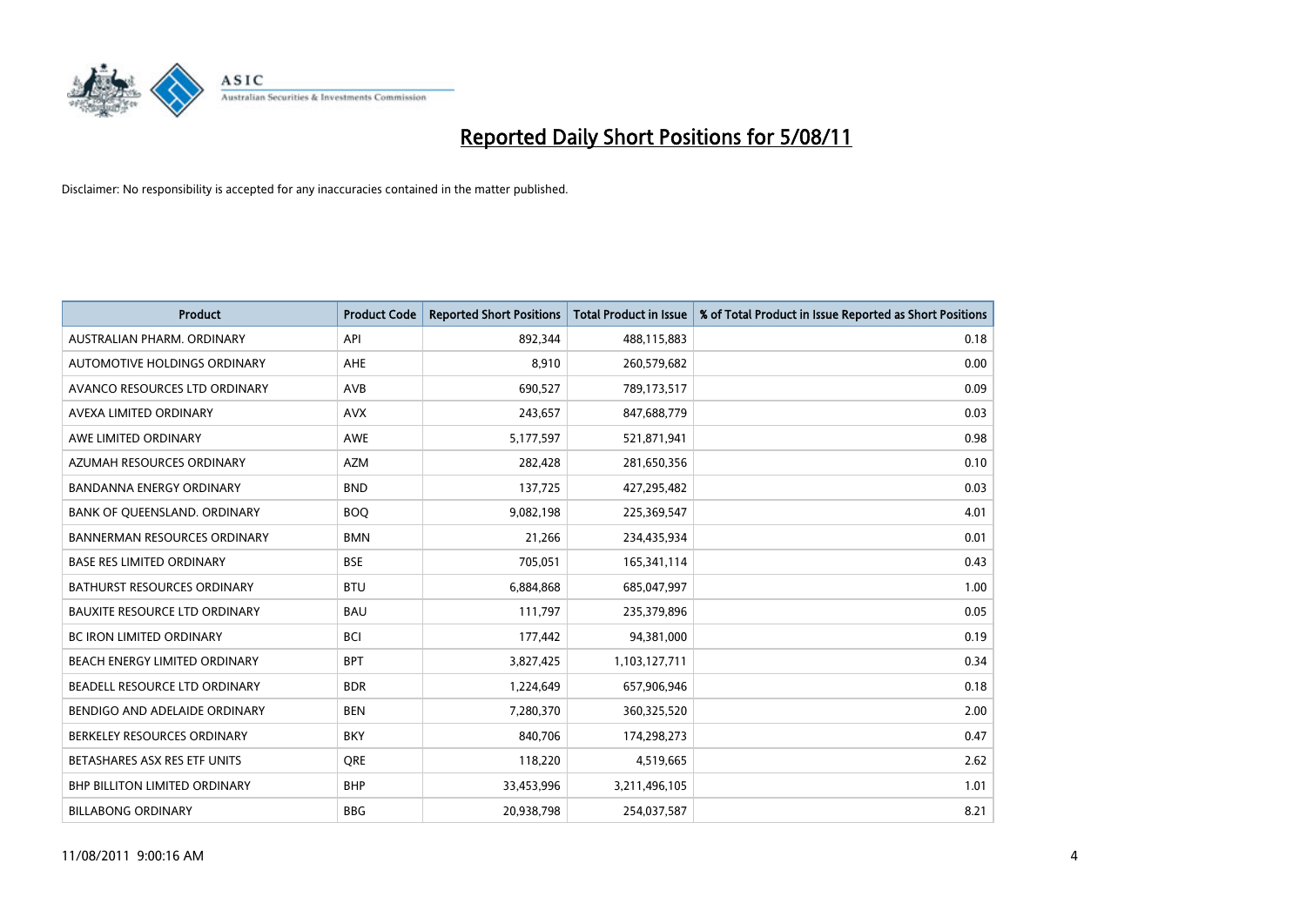# Reported Daily Short Positions for 5/08/11

Disclaimer: No responsibility is accepted for any inaccuracies contained in the matter published.

| Product | Product Code | Reported Short Positions | Total Product in Issue | % of Total Product in Issue Reported as Short Positions |
|---|---|---|---|---|
| AUSTRALIAN PHARM. ORDINARY | API | 892,344 | 488,115,883 | 0.18 |
| AUTOMOTIVE HOLDINGS ORDINARY | AHE | 8,910 | 260,579,682 | 0.00 |
| AVANCO RESOURCES LTD ORDINARY | AVB | 690,527 | 789,173,517 | 0.09 |
| AVEXA LIMITED ORDINARY | AVX | 243,657 | 847,688,779 | 0.03 |
| AWE LIMITED ORDINARY | AWE | 5,177,597 | 521,871,941 | 0.98 |
| AZUMAH RESOURCES ORDINARY | AZM | 282,428 | 281,650,356 | 0.10 |
| BANDANNA ENERGY ORDINARY | BND | 137,725 | 427,295,482 | 0.03 |
| BANK OF QUEENSLAND. ORDINARY | BOQ | 9,082,198 | 225,369,547 | 4.01 |
| BANNERMAN RESOURCES ORDINARY | BMN | 21,266 | 234,435,934 | 0.01 |
| BASE RES LIMITED ORDINARY | BSE | 705,051 | 165,341,114 | 0.43 |
| BATHURST RESOURCES ORDINARY | BTU | 6,884,868 | 685,047,997 | 1.00 |
| BAUXITE RESOURCE LTD ORDINARY | BAU | 111,797 | 235,379,896 | 0.05 |
| BC IRON LIMITED ORDINARY | BCI | 177,442 | 94,381,000 | 0.19 |
| BEACH ENERGY LIMITED ORDINARY | BPT | 3,827,425 | 1,103,127,711 | 0.34 |
| BEADELL RESOURCE LTD ORDINARY | BDR | 1,224,649 | 657,906,946 | 0.18 |
| BENDIGO AND ADELAIDE ORDINARY | BEN | 7,280,370 | 360,325,520 | 2.00 |
| BERKELEY RESOURCES ORDINARY | BKY | 840,706 | 174,298,273 | 0.47 |
| BETASHARES ASX RES ETF UNITS | QRE | 118,220 | 4,519,665 | 2.62 |
| BHP BILLITON LIMITED ORDINARY | BHP | 33,453,996 | 3,211,496,105 | 1.01 |
| BILLABONG ORDINARY | BBG | 20,938,798 | 254,037,587 | 8.21 |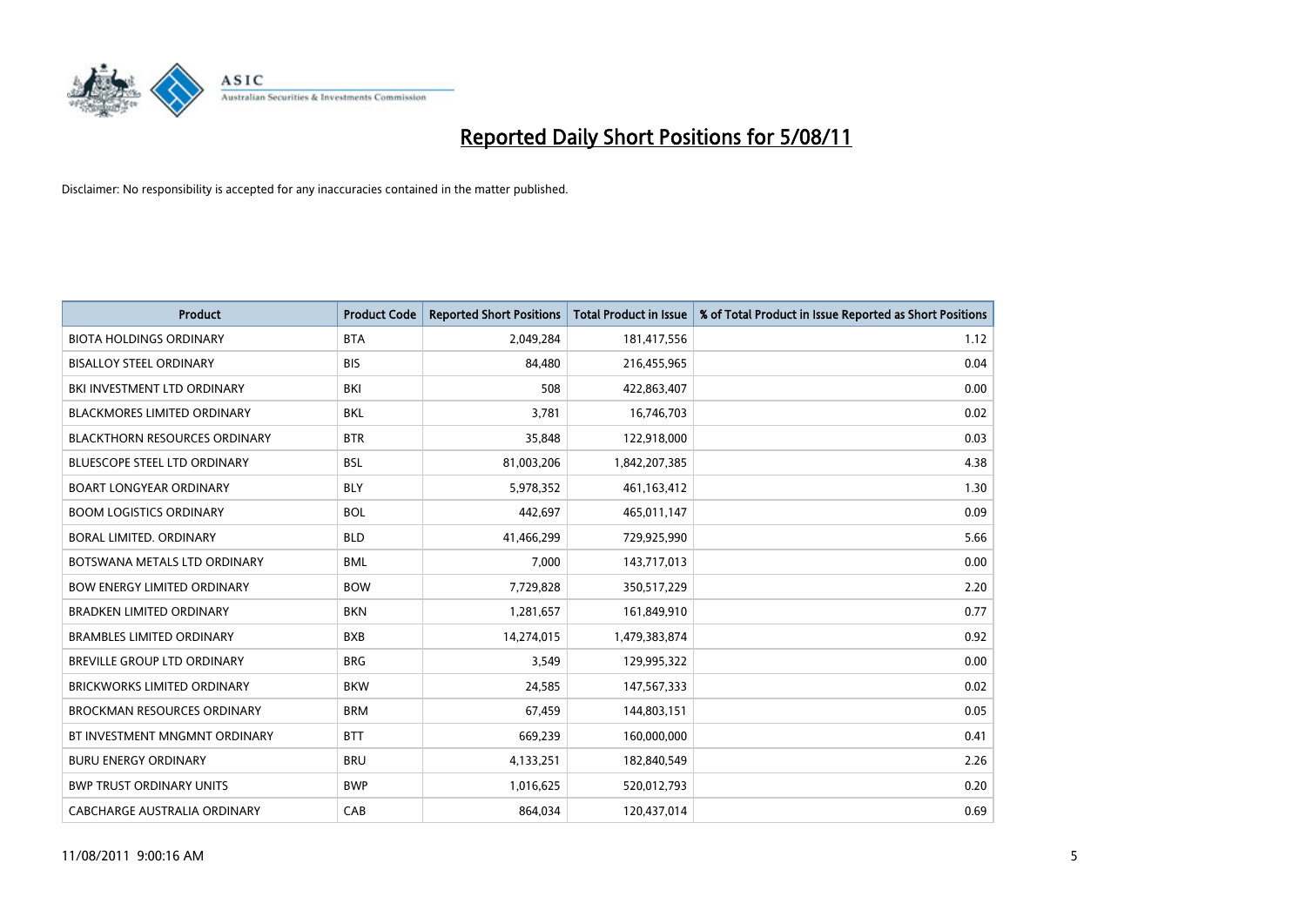# Reported Daily Short Positions for 5/08/11

Disclaimer: No responsibility is accepted for any inaccuracies contained in the matter published.

| Product | Product Code | Reported Short Positions | Total Product in Issue | % of Total Product in Issue Reported as Short Positions |
|---|---|---|---|---|
| BIOTA HOLDINGS ORDINARY | BTA | 2,049,284 | 181,417,556 | 1.12 |
| BISALLOY STEEL ORDINARY | BIS | 84,480 | 216,455,965 | 0.04 |
| BKI INVESTMENT LTD ORDINARY | BKI | 508 | 422,863,407 | 0.00 |
| BLACKMORES LIMITED ORDINARY | BKL | 3,781 | 16,746,703 | 0.02 |
| BLACKTHORN RESOURCES ORDINARY | BTR | 35,848 | 122,918,000 | 0.03 |
| BLUESCOPE STEEL LTD ORDINARY | BSL | 81,003,206 | 1,842,207,385 | 4.38 |
| BOART LONGYEAR ORDINARY | BLY | 5,978,352 | 461,163,412 | 1.30 |
| BOOM LOGISTICS ORDINARY | BOL | 442,697 | 465,011,147 | 0.09 |
| BORAL LIMITED. ORDINARY | BLD | 41,466,299 | 729,925,990 | 5.66 |
| BOTSWANA METALS LTD ORDINARY | BML | 7,000 | 143,717,013 | 0.00 |
| BOW ENERGY LIMITED ORDINARY | BOW | 7,729,828 | 350,517,229 | 2.20 |
| BRADKEN LIMITED ORDINARY | BKN | 1,281,657 | 161,849,910 | 0.77 |
| BRAMBLES LIMITED ORDINARY | BXB | 14,274,015 | 1,479,383,874 | 0.92 |
| BREVILLE GROUP LTD ORDINARY | BRG | 3,549 | 129,995,322 | 0.00 |
| BRICKWORKS LIMITED ORDINARY | BKW | 24,585 | 147,567,333 | 0.02 |
| BROCKMAN RESOURCES ORDINARY | BRM | 67,459 | 144,803,151 | 0.05 |
| BT INVESTMENT MNGMNT ORDINARY | BTT | 669,239 | 160,000,000 | 0.41 |
| BURU ENERGY ORDINARY | BRU | 4,133,251 | 182,840,549 | 2.26 |
| BWP TRUST ORDINARY UNITS | BWP | 1,016,625 | 520,012,793 | 0.20 |
| CABCHARGE AUSTRALIA ORDINARY | CAB | 864,034 | 120,437,014 | 0.69 |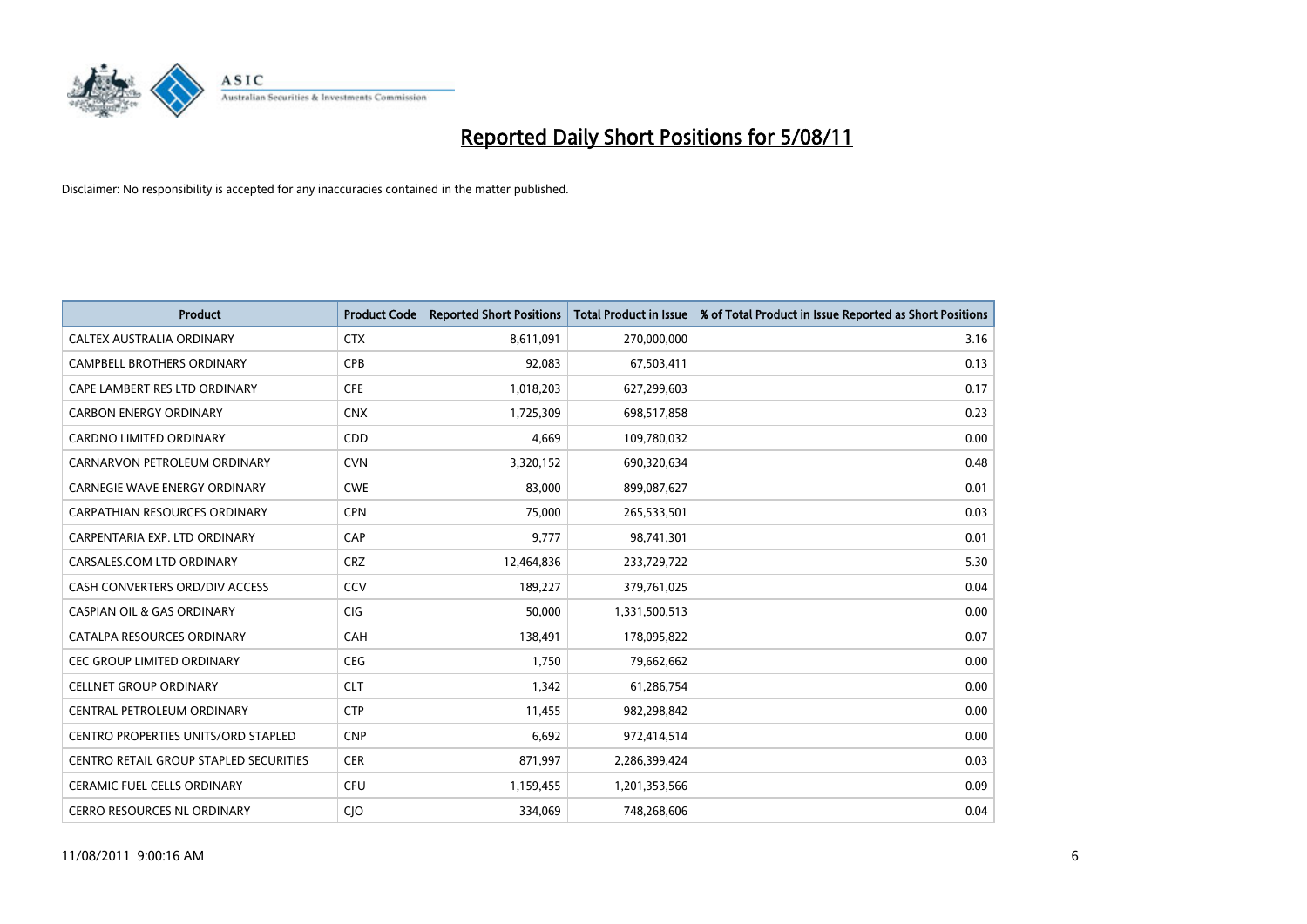# Reported Daily Short Positions for 5/08/11

Disclaimer: No responsibility is accepted for any inaccuracies contained in the matter published.

| Product | Product Code | Reported Short Positions | Total Product in Issue | % of Total Product in Issue Reported as Short Positions |
|---|---|---|---|---|
| CALTEX AUSTRALIA ORDINARY | CTX | 8,611,091 | 270,000,000 | 3.16 |
| CAMPBELL BROTHERS ORDINARY | CPB | 92,083 | 67,503,411 | 0.13 |
| CAPE LAMBERT RES LTD ORDINARY | CFE | 1,018,203 | 627,299,603 | 0.17 |
| CARBON ENERGY ORDINARY | CNX | 1,725,309 | 698,517,858 | 0.23 |
| CARDNO LIMITED ORDINARY | CDD | 4,669 | 109,780,032 | 0.00 |
| CARNARVON PETROLEUM ORDINARY | CVN | 3,320,152 | 690,320,634 | 0.48 |
| CARNEGIE WAVE ENERGY ORDINARY | CWE | 83,000 | 899,087,627 | 0.01 |
| CARPATHIAN RESOURCES ORDINARY | CPN | 75,000 | 265,533,501 | 0.03 |
| CARPENTARIA EXP. LTD ORDINARY | CAP | 9,777 | 98,741,301 | 0.01 |
| CARSALES.COM LTD ORDINARY | CRZ | 12,464,836 | 233,729,722 | 5.30 |
| CASH CONVERTERS ORD/DIV ACCESS | CCV | 189,227 | 379,761,025 | 0.04 |
| CASPIAN OIL & GAS ORDINARY | CIG | 50,000 | 1,331,500,513 | 0.00 |
| CATALPA RESOURCES ORDINARY | CAH | 138,491 | 178,095,822 | 0.07 |
| CEC GROUP LIMITED ORDINARY | CEG | 1,750 | 79,662,662 | 0.00 |
| CELLNET GROUP ORDINARY | CLT | 1,342 | 61,286,754 | 0.00 |
| CENTRAL PETROLEUM ORDINARY | CTP | 11,455 | 982,298,842 | 0.00 |
| CENTRO PROPERTIES UNITS/ORD STAPLED | CNP | 6,692 | 972,414,514 | 0.00 |
| CENTRO RETAIL GROUP STAPLED SECURITIES | CER | 871,997 | 2,286,399,424 | 0.03 |
| CERAMIC FUEL CELLS ORDINARY | CFU | 1,159,455 | 1,201,353,566 | 0.09 |
| CERRO RESOURCES NL ORDINARY | CJO | 334,069 | 748,268,606 | 0.04 |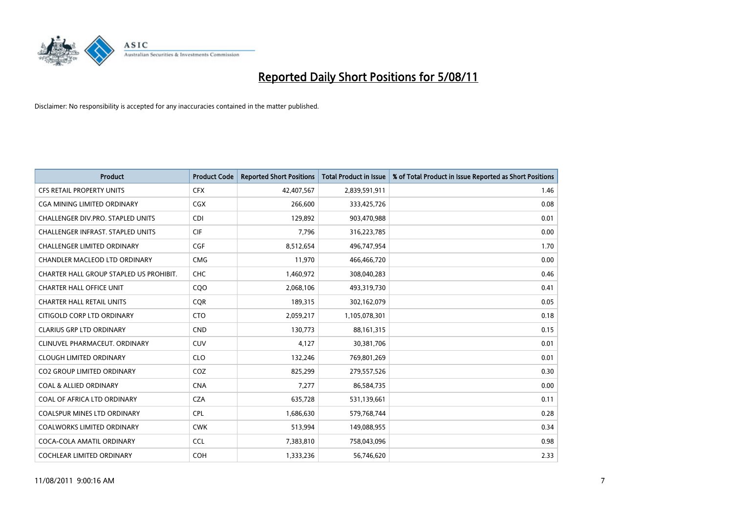# Reported Daily Short Positions for 5/08/11

Disclaimer: No responsibility is accepted for any inaccuracies contained in the matter published.

| Product | Product Code | Reported Short Positions | Total Product in Issue | % of Total Product in Issue Reported as Short Positions |
|---|---|---|---|---|
| CFS RETAIL PROPERTY UNITS | CFX | 42,407,567 | 2,839,591,911 | 1.46 |
| CGA MINING LIMITED ORDINARY | CGX | 266,600 | 333,425,726 | 0.08 |
| CHALLENGER DIV.PRO. STAPLED UNITS | CDI | 129,892 | 903,470,988 | 0.01 |
| CHALLENGER INFRAST. STAPLED UNITS | CIF | 7,796 | 316,223,785 | 0.00 |
| CHALLENGER LIMITED ORDINARY | CGF | 8,512,654 | 496,747,954 | 1.70 |
| CHANDLER MACLEOD LTD ORDINARY | CMG | 11,970 | 466,466,720 | 0.00 |
| CHARTER HALL GROUP STAPLED US PROHIBIT. | CHC | 1,460,972 | 308,040,283 | 0.46 |
| CHARTER HALL OFFICE UNIT | CQO | 2,068,106 | 493,319,730 | 0.41 |
| CHARTER HALL RETAIL UNITS | CQR | 189,315 | 302,162,079 | 0.05 |
| CITIGOLD CORP LTD ORDINARY | CTO | 2,059,217 | 1,105,078,301 | 0.18 |
| CLARIUS GRP LTD ORDINARY | CND | 130,773 | 88,161,315 | 0.15 |
| CLINUVEL PHARMACEUT. ORDINARY | CUV | 4,127 | 30,381,706 | 0.01 |
| CLOUGH LIMITED ORDINARY | CLO | 132,246 | 769,801,269 | 0.01 |
| CO2 GROUP LIMITED ORDINARY | COZ | 825,299 | 279,557,526 | 0.30 |
| COAL & ALLIED ORDINARY | CNA | 7,277 | 86,584,735 | 0.00 |
| COAL OF AFRICA LTD ORDINARY | CZA | 635,728 | 531,139,661 | 0.11 |
| COALSPUR MINES LTD ORDINARY | CPL | 1,686,630 | 579,768,744 | 0.28 |
| COALWORKS LIMITED ORDINARY | CWK | 513,994 | 149,088,955 | 0.34 |
| COCA-COLA AMATIL ORDINARY | CCL | 7,383,810 | 758,043,096 | 0.98 |
| COCHLEAR LIMITED ORDINARY | COH | 1,333,236 | 56,746,620 | 2.33 |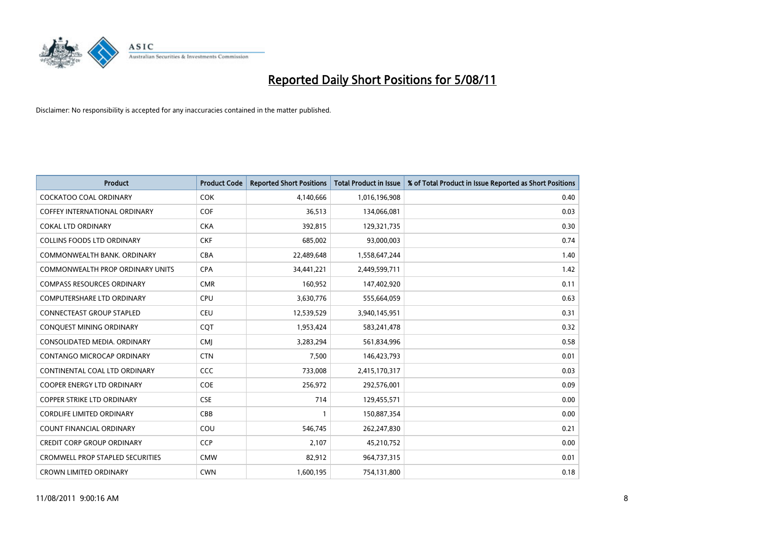# Reported Daily Short Positions for 5/08/11

Disclaimer: No responsibility is accepted for any inaccuracies contained in the matter published.

| Product | Product Code | Reported Short Positions | Total Product in Issue | % of Total Product in Issue Reported as Short Positions |
|---|---|---|---|---|
| COCKATOO COAL ORDINARY | COK | 4,140,666 | 1,016,196,908 | 0.40 |
| COFFEY INTERNATIONAL ORDINARY | COF | 36,513 | 134,066,081 | 0.03 |
| COKAL LTD ORDINARY | CKA | 392,815 | 129,321,735 | 0.30 |
| COLLINS FOODS LTD ORDINARY | CKF | 685,002 | 93,000,003 | 0.74 |
| COMMONWEALTH BANK. ORDINARY | CBA | 22,489,648 | 1,558,647,244 | 1.40 |
| COMMONWEALTH PROP ORDINARY UNITS | CPA | 34,441,221 | 2,449,599,711 | 1.42 |
| COMPASS RESOURCES ORDINARY | CMR | 160,952 | 147,402,920 | 0.11 |
| COMPUTERSHARE LTD ORDINARY | CPU | 3,630,776 | 555,664,059 | 0.63 |
| CONNECTEAST GROUP STAPLED | CEU | 12,539,529 | 3,940,145,951 | 0.31 |
| CONQUEST MINING ORDINARY | CQT | 1,953,424 | 583,241,478 | 0.32 |
| CONSOLIDATED MEDIA. ORDINARY | CMJ | 3,283,294 | 561,834,996 | 0.58 |
| CONTANGO MICROCAP ORDINARY | CTN | 7,500 | 146,423,793 | 0.01 |
| CONTINENTAL COAL LTD ORDINARY | CCC | 733,008 | 2,415,170,317 | 0.03 |
| COOPER ENERGY LTD ORDINARY | COE | 256,972 | 292,576,001 | 0.09 |
| COPPER STRIKE LTD ORDINARY | CSE | 714 | 129,455,571 | 0.00 |
| CORDLIFE LIMITED ORDINARY | CBB | 1 | 150,887,354 | 0.00 |
| COUNT FINANCIAL ORDINARY | COU | 546,745 | 262,247,830 | 0.21 |
| CREDIT CORP GROUP ORDINARY | CCP | 2,107 | 45,210,752 | 0.00 |
| CROMWELL PROP STAPLED SECURITIES | CMW | 82,912 | 964,737,315 | 0.01 |
| CROWN LIMITED ORDINARY | CWN | 1,600,195 | 754,131,800 | 0.18 |

11/08/2011 9:00:16 AM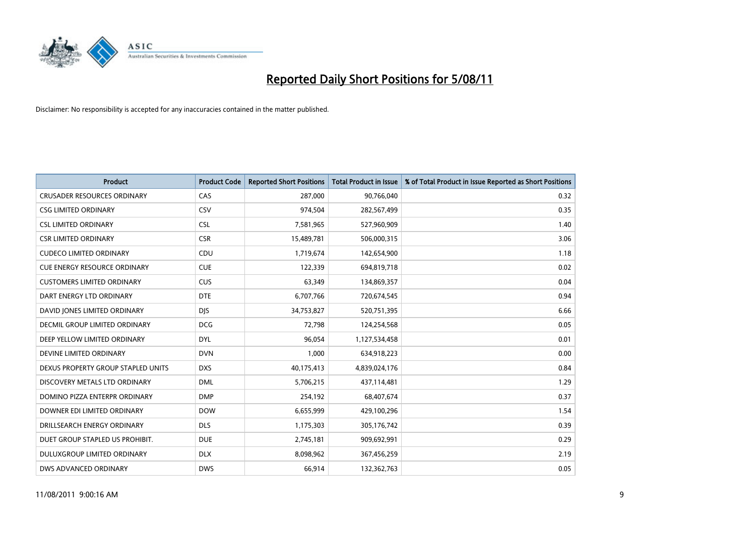# Reported Daily Short Positions for 5/08/11

Disclaimer: No responsibility is accepted for any inaccuracies contained in the matter published.

| Product | Product Code | Reported Short Positions | Total Product in Issue | % of Total Product in Issue Reported as Short Positions |
|---|---|---|---|---|
| CRUSADER RESOURCES ORDINARY | CAS | 287,000 | 90,766,040 | 0.32 |
| CSG LIMITED ORDINARY | CSV | 974,504 | 282,567,499 | 0.35 |
| CSL LIMITED ORDINARY | CSL | 7,581,965 | 527,960,909 | 1.40 |
| CSR LIMITED ORDINARY | CSR | 15,489,781 | 506,000,315 | 3.06 |
| CUDECO LIMITED ORDINARY | CDU | 1,719,674 | 142,654,900 | 1.18 |
| CUE ENERGY RESOURCE ORDINARY | CUE | 122,339 | 694,819,718 | 0.02 |
| CUSTOMERS LIMITED ORDINARY | CUS | 63,349 | 134,869,357 | 0.04 |
| DART ENERGY LTD ORDINARY | DTE | 6,707,766 | 720,674,545 | 0.94 |
| DAVID JONES LIMITED ORDINARY | DJS | 34,753,827 | 520,751,395 | 6.66 |
| DECMIL GROUP LIMITED ORDINARY | DCG | 72,798 | 124,254,568 | 0.05 |
| DEEP YELLOW LIMITED ORDINARY | DYL | 96,054 | 1,127,534,458 | 0.01 |
| DEVINE LIMITED ORDINARY | DVN | 1,000 | 634,918,223 | 0.00 |
| DEXUS PROPERTY GROUP STAPLED UNITS | DXS | 40,175,413 | 4,839,024,176 | 0.84 |
| DISCOVERY METALS LTD ORDINARY | DML | 5,706,215 | 437,114,481 | 1.29 |
| DOMINO PIZZA ENTERPR ORDINARY | DMP | 254,192 | 68,407,674 | 0.37 |
| DOWNER EDI LIMITED ORDINARY | DOW | 6,655,999 | 429,100,296 | 1.54 |
| DRILLSEARCH ENERGY ORDINARY | DLS | 1,175,303 | 305,176,742 | 0.39 |
| DUET GROUP STAPLED US PROHIBIT. | DUE | 2,745,181 | 909,692,991 | 0.29 |
| DULUXGROUP LIMITED ORDINARY | DLX | 8,098,962 | 367,456,259 | 2.19 |
| DWS ADVANCED ORDINARY | DWS | 66,914 | 132,362,763 | 0.05 |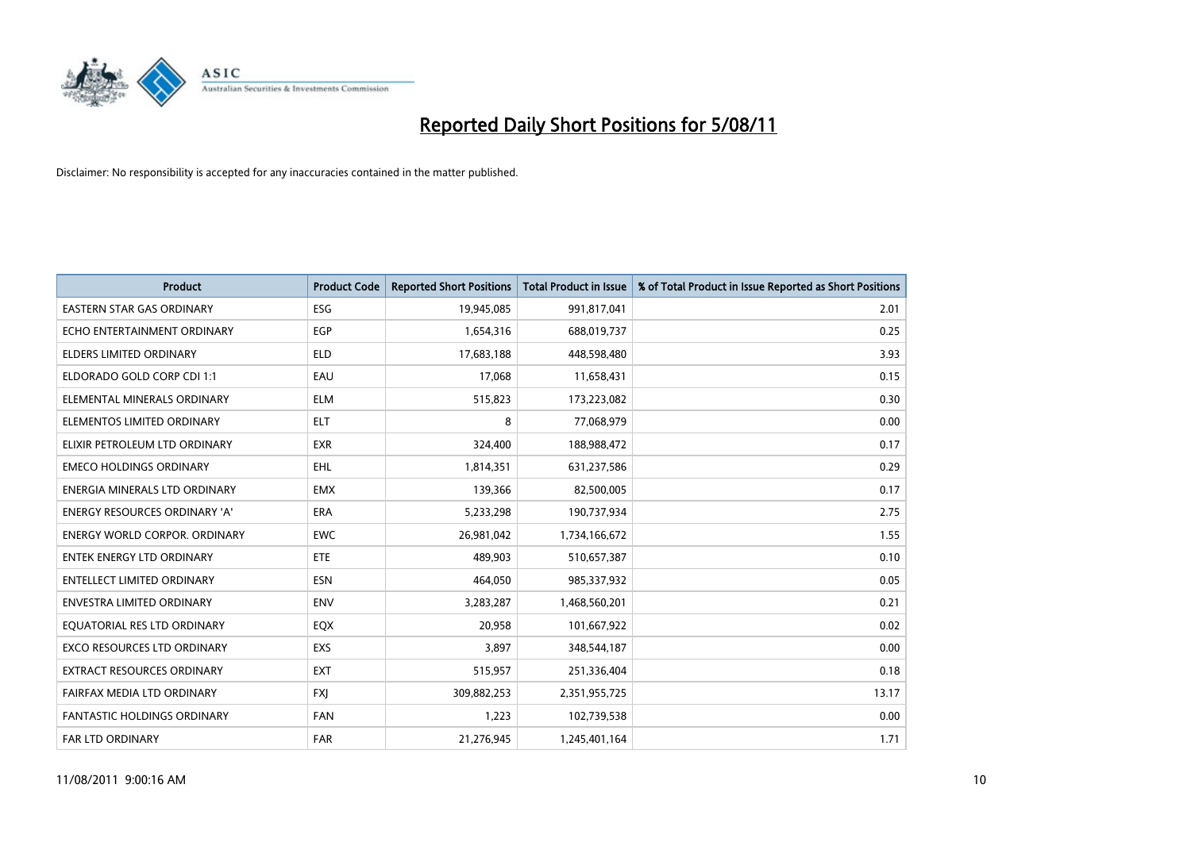# Reported Daily Short Positions for 5/08/11

Disclaimer: No responsibility is accepted for any inaccuracies contained in the matter published.

| Product | Product Code | Reported Short Positions | Total Product in Issue | % of Total Product in Issue Reported as Short Positions |
|---|---|---|---|---|
| EASTERN STAR GAS ORDINARY | ESG | 19,945,085 | 991,817,041 | 2.01 |
| ECHO ENTERTAINMENT ORDINARY | EGP | 1,654,316 | 688,019,737 | 0.25 |
| ELDERS LIMITED ORDINARY | ELD | 17,683,188 | 448,598,480 | 3.93 |
| ELDORADO GOLD CORP CDI 1:1 | EAU | 17,068 | 11,658,431 | 0.15 |
| ELEMENTAL MINERALS ORDINARY | ELM | 515,823 | 173,223,082 | 0.30 |
| ELEMENTOS LIMITED ORDINARY | ELT | 8 | 77,068,979 | 0.00 |
| ELIXIR PETROLEUM LTD ORDINARY | EXR | 324,400 | 188,988,472 | 0.17 |
| EMECO HOLDINGS ORDINARY | EHL | 1,814,351 | 631,237,586 | 0.29 |
| ENERGIA MINERALS LTD ORDINARY | EMX | 139,366 | 82,500,005 | 0.17 |
| ENERGY RESOURCES ORDINARY 'A' | ERA | 5,233,298 | 190,737,934 | 2.75 |
| ENERGY WORLD CORPOR. ORDINARY | EWC | 26,981,042 | 1,734,166,672 | 1.55 |
| ENTEK ENERGY LTD ORDINARY | ETE | 489,903 | 510,657,387 | 0.10 |
| ENTELLECT LIMITED ORDINARY | ESN | 464,050 | 985,337,932 | 0.05 |
| ENVESTRA LIMITED ORDINARY | ENV | 3,283,287 | 1,468,560,201 | 0.21 |
| EQUATORIAL RES LTD ORDINARY | EQX | 20,958 | 101,667,922 | 0.02 |
| EXCO RESOURCES LTD ORDINARY | EXS | 3,897 | 348,544,187 | 0.00 |
| EXTRACT RESOURCES ORDINARY | EXT | 515,957 | 251,336,404 | 0.18 |
| FAIRFAX MEDIA LTD ORDINARY | FXJ | 309,882,253 | 2,351,955,725 | 13.17 |
| FANTASTIC HOLDINGS ORDINARY | FAN | 1,223 | 102,739,538 | 0.00 |
| FAR LTD ORDINARY | FAR | 21,276,945 | 1,245,401,164 | 1.71 |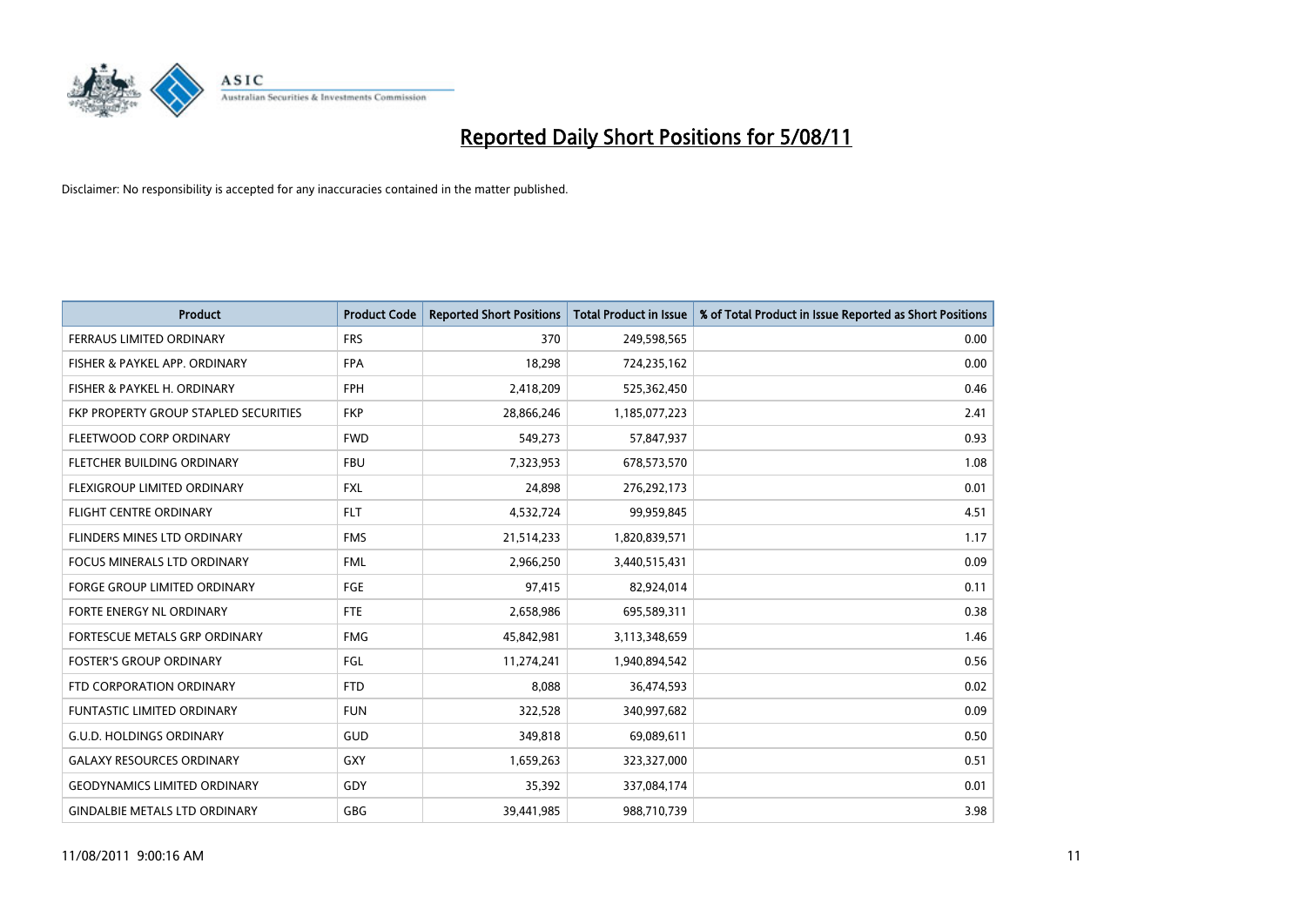# Reported Daily Short Positions for 5/08/11

Disclaimer: No responsibility is accepted for any inaccuracies contained in the matter published.

| Product | Product Code | Reported Short Positions | Total Product in Issue | % of Total Product in Issue Reported as Short Positions |
|---|---|---|---|---|
| FERRAUS LIMITED ORDINARY | FRS | 370 | 249,598,565 | 0.00 |
| FISHER & PAYKEL APP. ORDINARY | FPA | 18,298 | 724,235,162 | 0.00 |
| FISHER & PAYKEL H. ORDINARY | FPH | 2,418,209 | 525,362,450 | 0.46 |
| FKP PROPERTY GROUP STAPLED SECURITIES | FKP | 28,866,246 | 1,185,077,223 | 2.41 |
| FLEETWOOD CORP ORDINARY | FWD | 549,273 | 57,847,937 | 0.93 |
| FLETCHER BUILDING ORDINARY | FBU | 7,323,953 | 678,573,570 | 1.08 |
| FLEXIGROUP LIMITED ORDINARY | FXL | 24,898 | 276,292,173 | 0.01 |
| FLIGHT CENTRE ORDINARY | FLT | 4,532,724 | 99,959,845 | 4.51 |
| FLINDERS MINES LTD ORDINARY | FMS | 21,514,233 | 1,820,839,571 | 1.17 |
| FOCUS MINERALS LTD ORDINARY | FML | 2,966,250 | 3,440,515,431 | 0.09 |
| FORGE GROUP LIMITED ORDINARY | FGE | 97,415 | 82,924,014 | 0.11 |
| FORTE ENERGY NL ORDINARY | FTE | 2,658,986 | 695,589,311 | 0.38 |
| FORTESCUE METALS GRP ORDINARY | FMG | 45,842,981 | 3,113,348,659 | 1.46 |
| FOSTER'S GROUP ORDINARY | FGL | 11,274,241 | 1,940,894,542 | 0.56 |
| FTD CORPORATION ORDINARY | FTD | 8,088 | 36,474,593 | 0.02 |
| FUNTASTIC LIMITED ORDINARY | FUN | 322,528 | 340,997,682 | 0.09 |
| G.U.D. HOLDINGS ORDINARY | GUD | 349,818 | 69,089,611 | 0.50 |
| GALAXY RESOURCES ORDINARY | GXY | 1,659,263 | 323,327,000 | 0.51 |
| GEODYNAMICS LIMITED ORDINARY | GDY | 35,392 | 337,084,174 | 0.01 |
| GINDALBIE METALS LTD ORDINARY | GBG | 39,441,985 | 988,710,739 | 3.98 |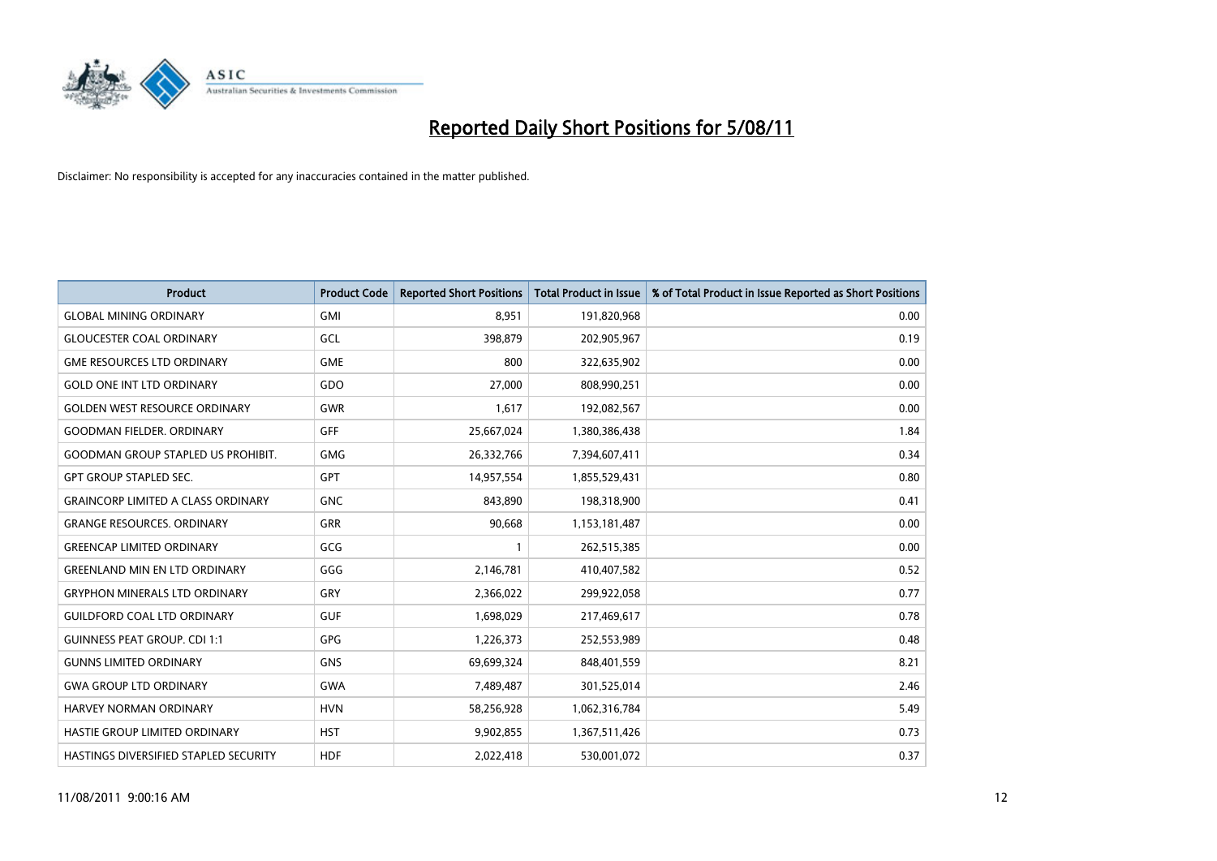# Reported Daily Short Positions for 5/08/11

Disclaimer: No responsibility is accepted for any inaccuracies contained in the matter published.

| Product | Product Code | Reported Short Positions | Total Product in Issue | % of Total Product in Issue Reported as Short Positions |
|---|---|---|---|---|
| GLOBAL MINING ORDINARY | GMI | 8,951 | 191,820,968 | 0.00 |
| GLOUCESTER COAL ORDINARY | GCL | 398,879 | 202,905,967 | 0.19 |
| GME RESOURCES LTD ORDINARY | GME | 800 | 322,635,902 | 0.00 |
| GOLD ONE INT LTD ORDINARY | GDO | 27,000 | 808,990,251 | 0.00 |
| GOLDEN WEST RESOURCE ORDINARY | GWR | 1,617 | 192,082,567 | 0.00 |
| GOODMAN FIELDER. ORDINARY | GFF | 25,667,024 | 1,380,386,438 | 1.84 |
| GOODMAN GROUP STAPLED US PROHIBIT. | GMG | 26,332,766 | 7,394,607,411 | 0.34 |
| GPT GROUP STAPLED SEC. | GPT | 14,957,554 | 1,855,529,431 | 0.80 |
| GRAINCORP LIMITED A CLASS ORDINARY | GNC | 843,890 | 198,318,900 | 0.41 |
| GRANGE RESOURCES. ORDINARY | GRR | 90,668 | 1,153,181,487 | 0.00 |
| GREENCAP LIMITED ORDINARY | GCG | 1 | 262,515,385 | 0.00 |
| GREENLAND MIN EN LTD ORDINARY | GGG | 2,146,781 | 410,407,582 | 0.52 |
| GRYPHON MINERALS LTD ORDINARY | GRY | 2,366,022 | 299,922,058 | 0.77 |
| GUILDFORD COAL LTD ORDINARY | GUF | 1,698,029 | 217,469,617 | 0.78 |
| GUINNESS PEAT GROUP. CDI 1:1 | GPG | 1,226,373 | 252,553,989 | 0.48 |
| GUNNS LIMITED ORDINARY | GNS | 69,699,324 | 848,401,559 | 8.21 |
| GWA GROUP LTD ORDINARY | GWA | 7,489,487 | 301,525,014 | 2.46 |
| HARVEY NORMAN ORDINARY | HVN | 58,256,928 | 1,062,316,784 | 5.49 |
| HASTIE GROUP LIMITED ORDINARY | HST | 9,902,855 | 1,367,511,426 | 0.73 |
| HASTINGS DIVERSIFIED STAPLED SECURITY | HDF | 2,022,418 | 530,001,072 | 0.37 |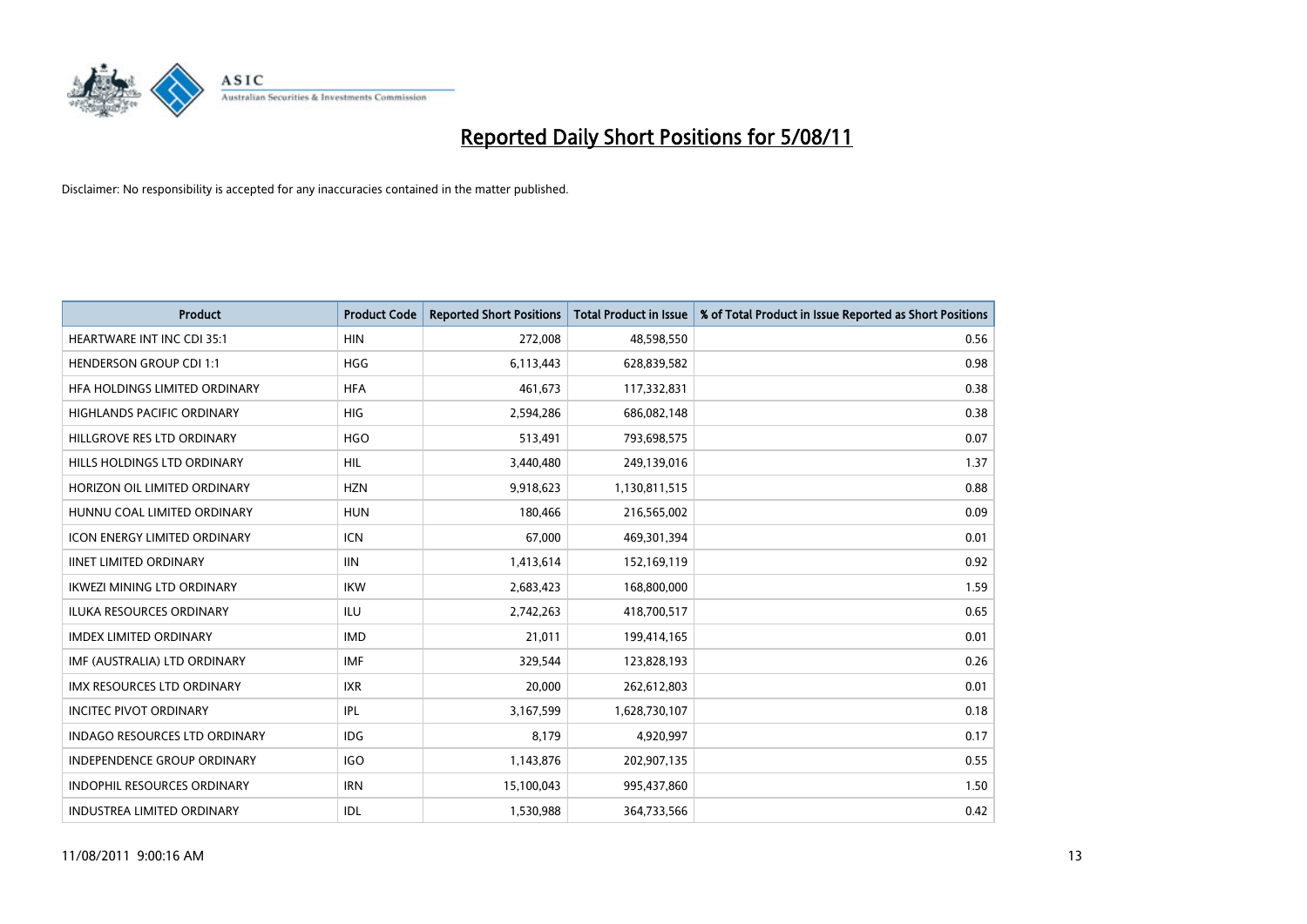# Reported Daily Short Positions for 5/08/11

Disclaimer: No responsibility is accepted for any inaccuracies contained in the matter published.

| Product | Product Code | Reported Short Positions | Total Product in Issue | % of Total Product in Issue Reported as Short Positions |
|---|---|---|---|---|
| HEARTWARE INT INC CDI 35:1 | HIN | 272,008 | 48,598,550 | 0.56 |
| HENDERSON GROUP CDI 1:1 | HGG | 6,113,443 | 628,839,582 | 0.98 |
| HFA HOLDINGS LIMITED ORDINARY | HFA | 461,673 | 117,332,831 | 0.38 |
| HIGHLANDS PACIFIC ORDINARY | HIG | 2,594,286 | 686,082,148 | 0.38 |
| HILLGROVE RES LTD ORDINARY | HGO | 513,491 | 793,698,575 | 0.07 |
| HILLS HOLDINGS LTD ORDINARY | HIL | 3,440,480 | 249,139,016 | 1.37 |
| HORIZON OIL LIMITED ORDINARY | HZN | 9,918,623 | 1,130,811,515 | 0.88 |
| HUNNU COAL LIMITED ORDINARY | HUN | 180,466 | 216,565,002 | 0.09 |
| ICON ENERGY LIMITED ORDINARY | ICN | 67,000 | 469,301,394 | 0.01 |
| IINET LIMITED ORDINARY | IIN | 1,413,614 | 152,169,119 | 0.92 |
| IKWEZI MINING LTD ORDINARY | IKW | 2,683,423 | 168,800,000 | 1.59 |
| ILUKA RESOURCES ORDINARY | ILU | 2,742,263 | 418,700,517 | 0.65 |
| IMDEX LIMITED ORDINARY | IMD | 21,011 | 199,414,165 | 0.01 |
| IMF (AUSTRALIA) LTD ORDINARY | IMF | 329,544 | 123,828,193 | 0.26 |
| IMX RESOURCES LTD ORDINARY | IXR | 20,000 | 262,612,803 | 0.01 |
| INCITEC PIVOT ORDINARY | IPL | 3,167,599 | 1,628,730,107 | 0.18 |
| INDAGO RESOURCES LTD ORDINARY | IDG | 8,179 | 4,920,997 | 0.17 |
| INDEPENDENCE GROUP ORDINARY | IGO | 1,143,876 | 202,907,135 | 0.55 |
| INDOPHIL RESOURCES ORDINARY | IRN | 15,100,043 | 995,437,860 | 1.50 |
| INDUSTREA LIMITED ORDINARY | IDL | 1,530,988 | 364,733,566 | 0.42 |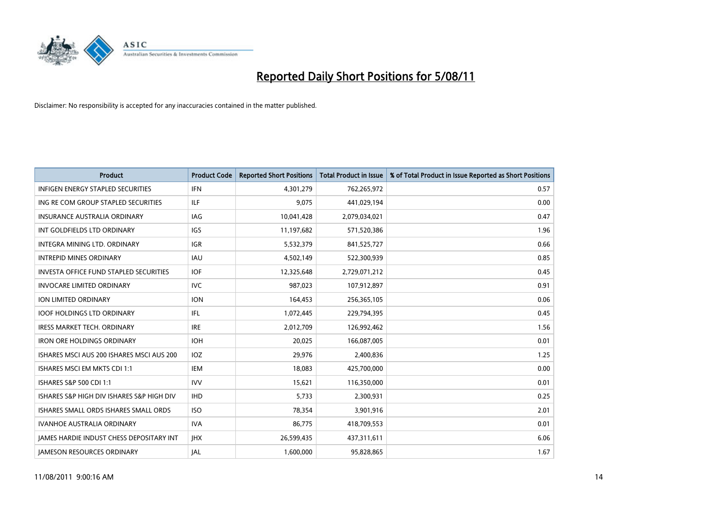# Reported Daily Short Positions for 5/08/11

Disclaimer: No responsibility is accepted for any inaccuracies contained in the matter published.

| Product | Product Code | Reported Short Positions | Total Product in Issue | % of Total Product in Issue Reported as Short Positions |
|---|---|---|---|---|
| INFIGEN ENERGY STAPLED SECURITIES | IFN | 4,301,279 | 762,265,972 | 0.57 |
| ING RE COM GROUP STAPLED SECURITIES | ILF | 9,075 | 441,029,194 | 0.00 |
| INSURANCE AUSTRALIA ORDINARY | IAG | 10,041,428 | 2,079,034,021 | 0.47 |
| INT GOLDFIELDS LTD ORDINARY | IGS | 11,197,682 | 571,520,386 | 1.96 |
| INTEGRA MINING LTD. ORDINARY | IGR | 5,532,379 | 841,525,727 | 0.66 |
| INTREPID MINES ORDINARY | IAU | 4,502,149 | 522,300,939 | 0.85 |
| INVESTA OFFICE FUND STAPLED SECURITIES | IOF | 12,325,648 | 2,729,071,212 | 0.45 |
| INVOCARE LIMITED ORDINARY | IVC | 987,023 | 107,912,897 | 0.91 |
| ION LIMITED ORDINARY | ION | 164,453 | 256,365,105 | 0.06 |
| IOOF HOLDINGS LTD ORDINARY | IFL | 1,072,445 | 229,794,395 | 0.45 |
| IRESS MARKET TECH. ORDINARY | IRE | 2,012,709 | 126,992,462 | 1.56 |
| IRON ORE HOLDINGS ORDINARY | IOH | 20,025 | 166,087,005 | 0.01 |
| ISHARES MSCI AUS 200 ISHARES MSCI AUS 200 | IOZ | 29,976 | 2,400,836 | 1.25 |
| ISHARES MSCI EM MKTS CDI 1:1 | IEM | 18,083 | 425,700,000 | 0.00 |
| ISHARES S&P 500 CDI 1:1 | IVV | 15,621 | 116,350,000 | 0.01 |
| ISHARES S&P HIGH DIV ISHARES S&P HIGH DIV | IHD | 5,733 | 2,300,931 | 0.25 |
| ISHARES SMALL ORDS ISHARES SMALL ORDS | ISO | 78,354 | 3,901,916 | 2.01 |
| IVANHOE AUSTRALIA ORDINARY | IVA | 86,775 | 418,709,553 | 0.01 |
| JAMES HARDIE INDUST CHESS DEPOSITARY INT | JHX | 26,599,435 | 437,311,611 | 6.06 |
| JAMESON RESOURCES ORDINARY | JAL | 1,600,000 | 95,828,865 | 1.67 |

11/08/2011 9:00:16 AM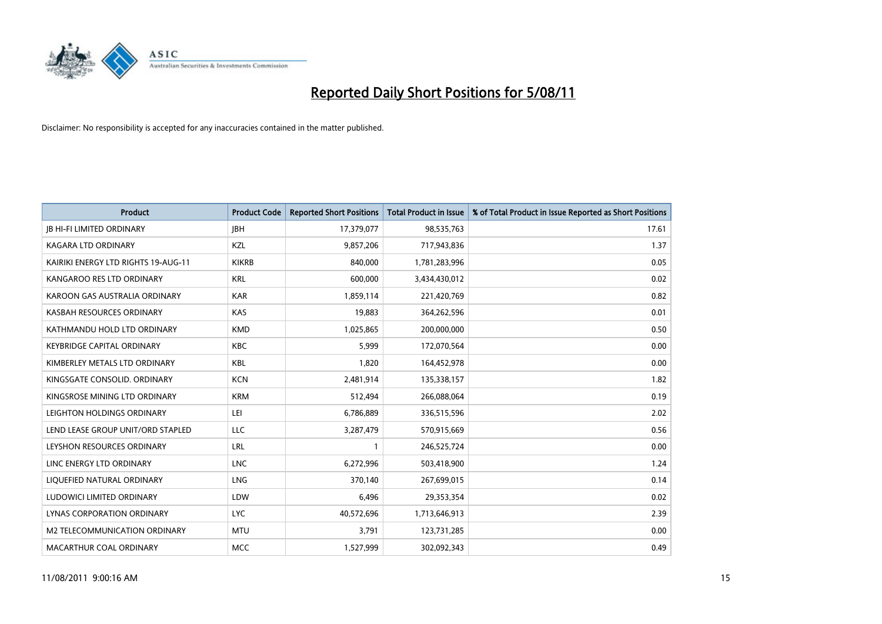# Reported Daily Short Positions for 5/08/11

Disclaimer: No responsibility is accepted for any inaccuracies contained in the matter published.

| Product | Product Code | Reported Short Positions | Total Product in Issue | % of Total Product in Issue Reported as Short Positions |
|---|---|---|---|---|
| JB HI-FI LIMITED ORDINARY | JBH | 17,379,077 | 98,535,763 | 17.61 |
| KAGARA LTD ORDINARY | KZL | 9,857,206 | 717,943,836 | 1.37 |
| KAIRIKI ENERGY LTD RIGHTS 19-AUG-11 | KIKRB | 840,000 | 1,781,283,996 | 0.05 |
| KANGAROO RES LTD ORDINARY | KRL | 600,000 | 3,434,430,012 | 0.02 |
| KAROON GAS AUSTRALIA ORDINARY | KAR | 1,859,114 | 221,420,769 | 0.82 |
| KASBAH RESOURCES ORDINARY | KAS | 19,883 | 364,262,596 | 0.01 |
| KATHMANDU HOLD LTD ORDINARY | KMD | 1,025,865 | 200,000,000 | 0.50 |
| KEYBRIDGE CAPITAL ORDINARY | KBC | 5,999 | 172,070,564 | 0.00 |
| KIMBERLEY METALS LTD ORDINARY | KBL | 1,820 | 164,452,978 | 0.00 |
| KINGSGATE CONSOLID. ORDINARY | KCN | 2,481,914 | 135,338,157 | 1.82 |
| KINGSROSE MINING LTD ORDINARY | KRM | 512,494 | 266,088,064 | 0.19 |
| LEIGHTON HOLDINGS ORDINARY | LEI | 6,786,889 | 336,515,596 | 2.02 |
| LEND LEASE GROUP UNIT/ORD STAPLED | LLC | 3,287,479 | 570,915,669 | 0.56 |
| LEYSHON RESOURCES ORDINARY | LRL | 1 | 246,525,724 | 0.00 |
| LINC ENERGY LTD ORDINARY | LNC | 6,272,996 | 503,418,900 | 1.24 |
| LIQUEFIED NATURAL ORDINARY | LNG | 370,140 | 267,699,015 | 0.14 |
| LUDOWICI LIMITED ORDINARY | LDW | 6,496 | 29,353,354 | 0.02 |
| LYNAS CORPORATION ORDINARY | LYC | 40,572,696 | 1,713,646,913 | 2.39 |
| M2 TELECOMMUNICATION ORDINARY | MTU | 3,791 | 123,731,285 | 0.00 |
| MACARTHUR COAL ORDINARY | MCC | 1,527,999 | 302,092,343 | 0.49 |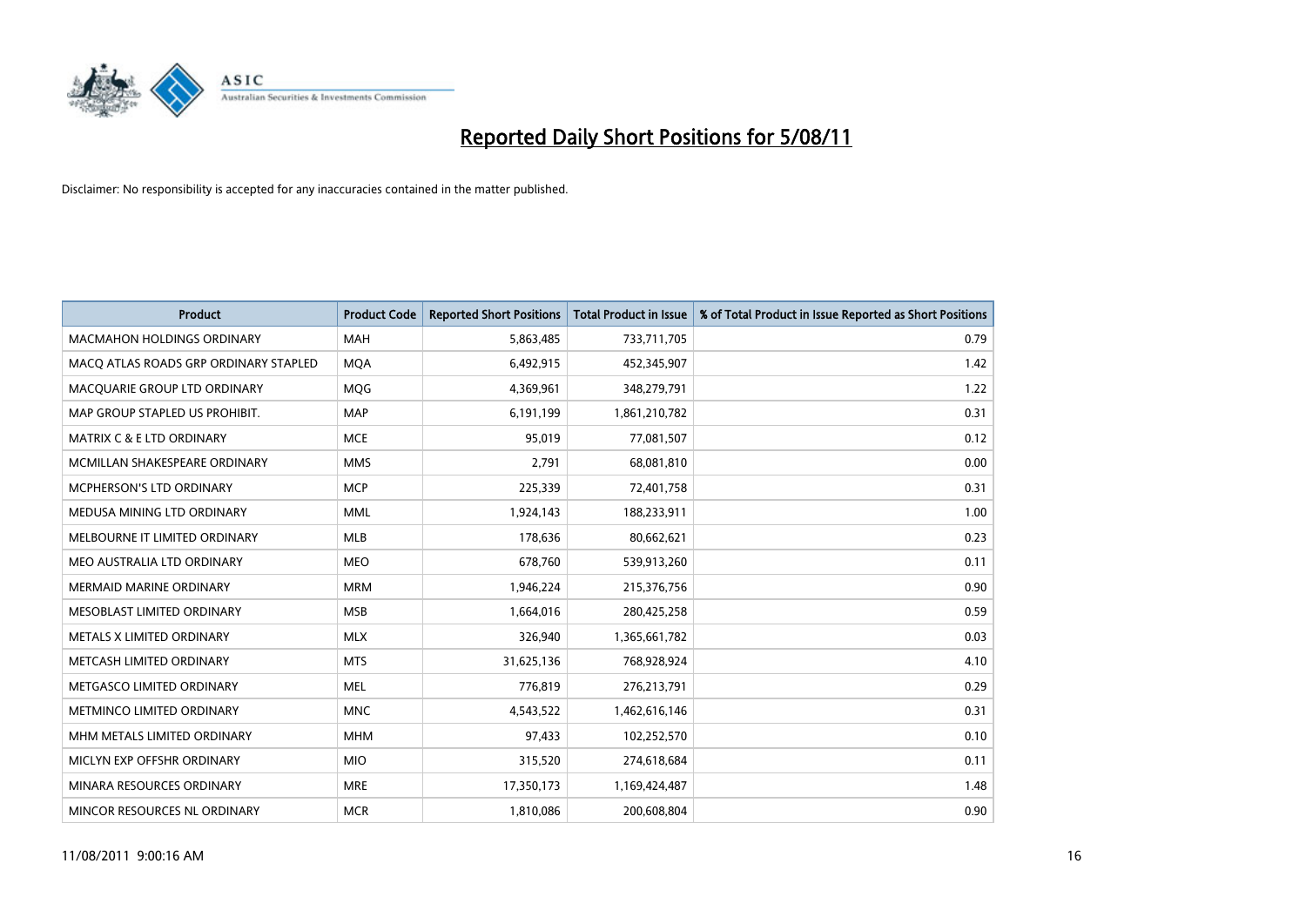# Reported Daily Short Positions for 5/08/11

Disclaimer: No responsibility is accepted for any inaccuracies contained in the matter published.

| Product | Product Code | Reported Short Positions | Total Product in Issue | % of Total Product in Issue Reported as Short Positions |
|---|---|---|---|---|
| MACMAHON HOLDINGS ORDINARY | MAH | 5,863,485 | 733,711,705 | 0.79 |
| MACQ ATLAS ROADS GRP ORDINARY STAPLED | MQA | 6,492,915 | 452,345,907 | 1.42 |
| MACQUARIE GROUP LTD ORDINARY | MQG | 4,369,961 | 348,279,791 | 1.22 |
| MAP GROUP STAPLED US PROHIBIT. | MAP | 6,191,199 | 1,861,210,782 | 0.31 |
| MATRIX C & E LTD ORDINARY | MCE | 95,019 | 77,081,507 | 0.12 |
| MCMILLAN SHAKESPEARE ORDINARY | MMS | 2,791 | 68,081,810 | 0.00 |
| MCPHERSON'S LTD ORDINARY | MCP | 225,339 | 72,401,758 | 0.31 |
| MEDUSA MINING LTD ORDINARY | MML | 1,924,143 | 188,233,911 | 1.00 |
| MELBOURNE IT LIMITED ORDINARY | MLB | 178,636 | 80,662,621 | 0.23 |
| MEO AUSTRALIA LTD ORDINARY | MEO | 678,760 | 539,913,260 | 0.11 |
| MERMAID MARINE ORDINARY | MRM | 1,946,224 | 215,376,756 | 0.90 |
| MESOBLAST LIMITED ORDINARY | MSB | 1,664,016 | 280,425,258 | 0.59 |
| METALS X LIMITED ORDINARY | MLX | 326,940 | 1,365,661,782 | 0.03 |
| METCASH LIMITED ORDINARY | MTS | 31,625,136 | 768,928,924 | 4.10 |
| METGASCO LIMITED ORDINARY | MEL | 776,819 | 276,213,791 | 0.29 |
| METMINCO LIMITED ORDINARY | MNC | 4,543,522 | 1,462,616,146 | 0.31 |
| MHM METALS LIMITED ORDINARY | MHM | 97,433 | 102,252,570 | 0.10 |
| MICLYN EXP OFFSHR ORDINARY | MIO | 315,520 | 274,618,684 | 0.11 |
| MINARA RESOURCES ORDINARY | MRE | 17,350,173 | 1,169,424,487 | 1.48 |
| MINCOR RESOURCES NL ORDINARY | MCR | 1,810,086 | 200,608,804 | 0.90 |

11/08/2011 9:00:16 AM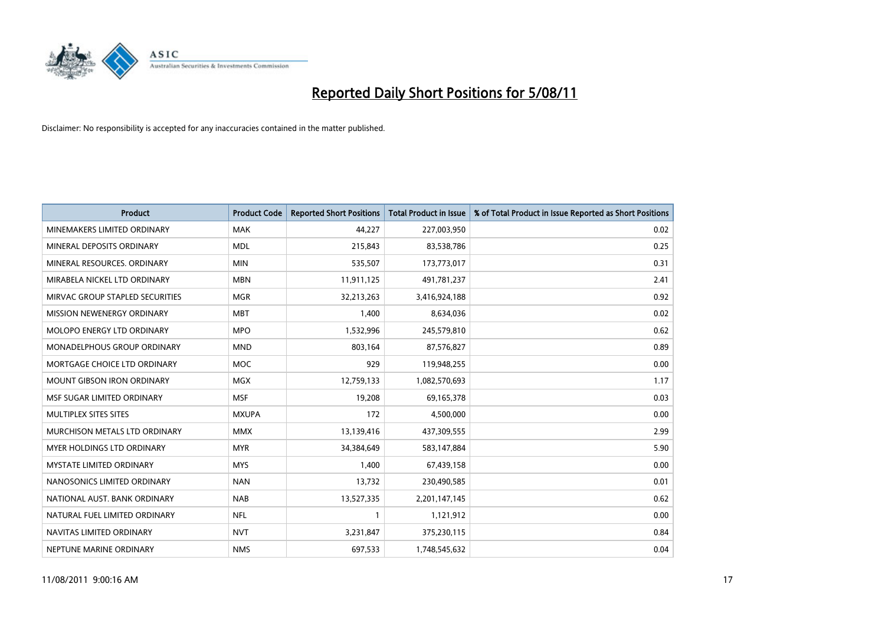# Reported Daily Short Positions for 5/08/11

Disclaimer: No responsibility is accepted for any inaccuracies contained in the matter published.

| Product | Product Code | Reported Short Positions | Total Product in Issue | % of Total Product in Issue Reported as Short Positions |
|---|---|---|---|---|
| MINEMAKERS LIMITED ORDINARY | MAK | 44,227 | 227,003,950 | 0.02 |
| MINERAL DEPOSITS ORDINARY | MDL | 215,843 | 83,538,786 | 0.25 |
| MINERAL RESOURCES. ORDINARY | MIN | 535,507 | 173,773,017 | 0.31 |
| MIRABELA NICKEL LTD ORDINARY | MBN | 11,911,125 | 491,781,237 | 2.41 |
| MIRVAC GROUP STAPLED SECURITIES | MGR | 32,213,263 | 3,416,924,188 | 0.92 |
| MISSION NEWENERGY ORDINARY | MBT | 1,400 | 8,634,036 | 0.02 |
| MOLOPO ENERGY LTD ORDINARY | MPO | 1,532,996 | 245,579,810 | 0.62 |
| MONADELPHOUS GROUP ORDINARY | MND | 803,164 | 87,576,827 | 0.89 |
| MORTGAGE CHOICE LTD ORDINARY | MOC | 929 | 119,948,255 | 0.00 |
| MOUNT GIBSON IRON ORDINARY | MGX | 12,759,133 | 1,082,570,693 | 1.17 |
| MSF SUGAR LIMITED ORDINARY | MSF | 19,208 | 69,165,378 | 0.03 |
| MULTIPLEX SITES SITES | MXUPA | 172 | 4,500,000 | 0.00 |
| MURCHISON METALS LTD ORDINARY | MMX | 13,139,416 | 437,309,555 | 2.99 |
| MYER HOLDINGS LTD ORDINARY | MYR | 34,384,649 | 583,147,884 | 5.90 |
| MYSTATE LIMITED ORDINARY | MYS | 1,400 | 67,439,158 | 0.00 |
| NANOSONICS LIMITED ORDINARY | NAN | 13,732 | 230,490,585 | 0.01 |
| NATIONAL AUST. BANK ORDINARY | NAB | 13,527,335 | 2,201,147,145 | 0.62 |
| NATURAL FUEL LIMITED ORDINARY | NFL | 1 | 1,121,912 | 0.00 |
| NAVITAS LIMITED ORDINARY | NVT | 3,231,847 | 375,230,115 | 0.84 |
| NEPTUNE MARINE ORDINARY | NMS | 697,533 | 1,748,545,632 | 0.04 |

11/08/2011 9:00:16 AM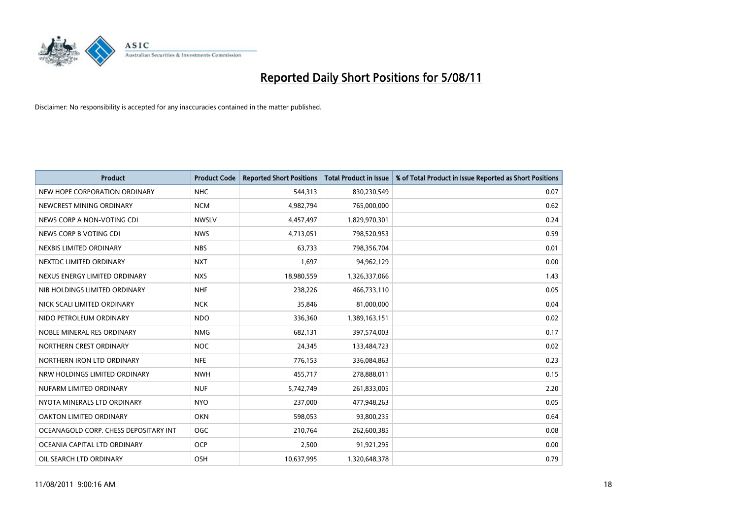# Reported Daily Short Positions for 5/08/11

Disclaimer: No responsibility is accepted for any inaccuracies contained in the matter published.

| Product | Product Code | Reported Short Positions | Total Product in Issue | % of Total Product in Issue Reported as Short Positions |
|---|---|---|---|---|
| NEW HOPE CORPORATION ORDINARY | NHC | 544,313 | 830,230,549 | 0.07 |
| NEWCREST MINING ORDINARY | NCM | 4,982,794 | 765,000,000 | 0.62 |
| NEWS CORP A NON-VOTING CDI | NWSLV | 4,457,497 | 1,829,970,301 | 0.24 |
| NEWS CORP B VOTING CDI | NWS | 4,713,051 | 798,520,953 | 0.59 |
| NEXBIS LIMITED ORDINARY | NBS | 63,733 | 798,356,704 | 0.01 |
| NEXTDC LIMITED ORDINARY | NXT | 1,697 | 94,962,129 | 0.00 |
| NEXUS ENERGY LIMITED ORDINARY | NXS | 18,980,559 | 1,326,337,066 | 1.43 |
| NIB HOLDINGS LIMITED ORDINARY | NHF | 238,226 | 466,733,110 | 0.05 |
| NICK SCALI LIMITED ORDINARY | NCK | 35,846 | 81,000,000 | 0.04 |
| NIDO PETROLEUM ORDINARY | NDO | 336,360 | 1,389,163,151 | 0.02 |
| NOBLE MINERAL RES ORDINARY | NMG | 682,131 | 397,574,003 | 0.17 |
| NORTHERN CREST ORDINARY | NOC | 24,345 | 133,484,723 | 0.02 |
| NORTHERN IRON LTD ORDINARY | NFE | 776,153 | 336,084,863 | 0.23 |
| NRW HOLDINGS LIMITED ORDINARY | NWH | 455,717 | 278,888,011 | 0.15 |
| NUFARM LIMITED ORDINARY | NUF | 5,742,749 | 261,833,005 | 2.20 |
| NYOTA MINERALS LTD ORDINARY | NYO | 237,000 | 477,948,263 | 0.05 |
| OAKTON LIMITED ORDINARY | OKN | 598,053 | 93,800,235 | 0.64 |
| OCEANAGOLD CORP. CHESS DEPOSITARY INT | OGC | 210,764 | 262,600,385 | 0.08 |
| OCEANIA CAPITAL LTD ORDINARY | OCP | 2,500 | 91,921,295 | 0.00 |
| OIL SEARCH LTD ORDINARY | OSH | 10,637,995 | 1,320,648,378 | 0.79 |

11/08/2011 9:00:16 AM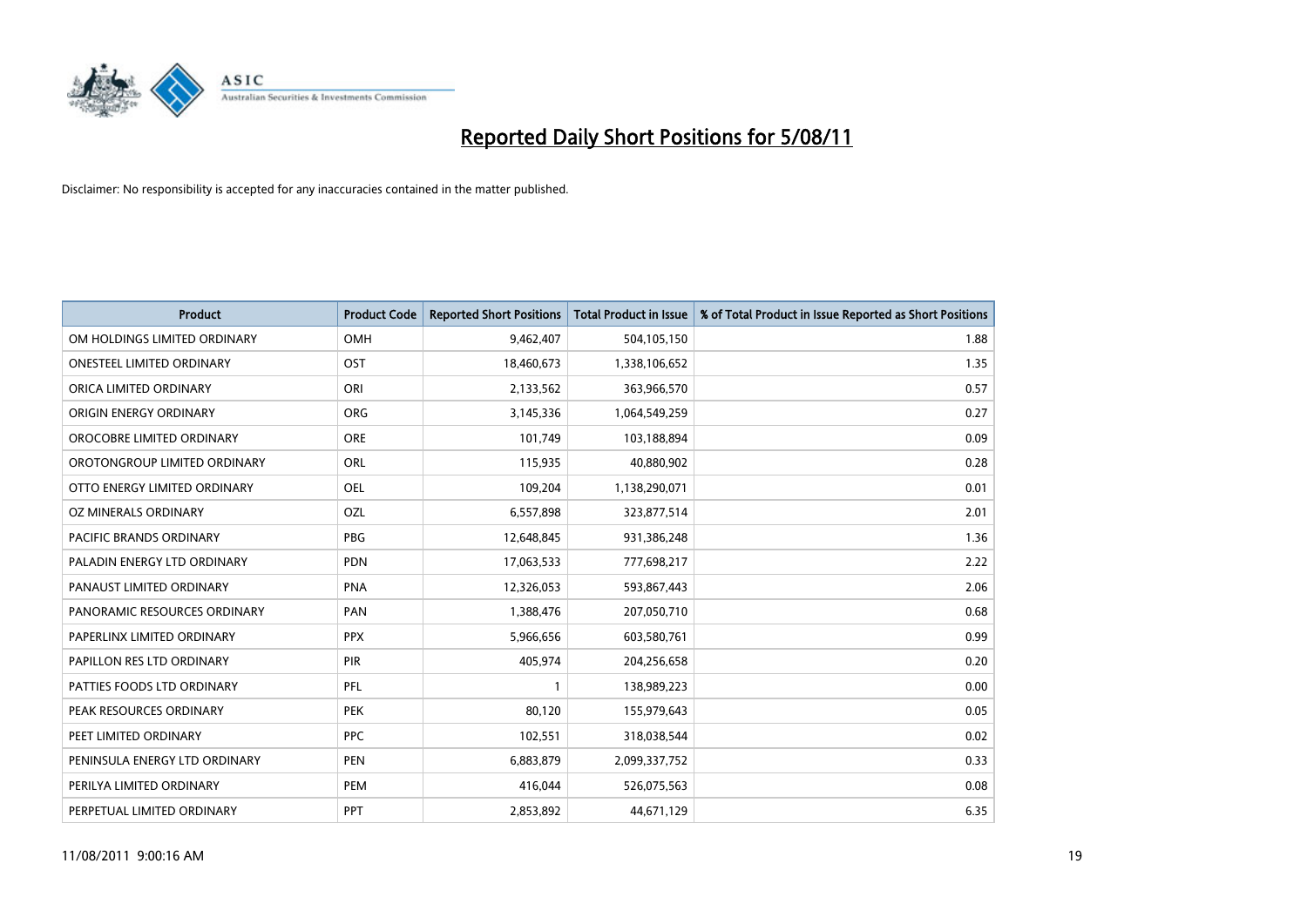# Reported Daily Short Positions for 5/08/11

Disclaimer: No responsibility is accepted for any inaccuracies contained in the matter published.

| Product | Product Code | Reported Short Positions | Total Product in Issue | % of Total Product in Issue Reported as Short Positions |
|---|---|---|---|---|
| OM HOLDINGS LIMITED ORDINARY | OMH | 9,462,407 | 504,105,150 | 1.88 |
| ONESTEEL LIMITED ORDINARY | OST | 18,460,673 | 1,338,106,652 | 1.35 |
| ORICA LIMITED ORDINARY | ORI | 2,133,562 | 363,966,570 | 0.57 |
| ORIGIN ENERGY ORDINARY | ORG | 3,145,336 | 1,064,549,259 | 0.27 |
| OROCOBRE LIMITED ORDINARY | ORE | 101,749 | 103,188,894 | 0.09 |
| OROTONGROUP LIMITED ORDINARY | ORL | 115,935 | 40,880,902 | 0.28 |
| OTTO ENERGY LIMITED ORDINARY | OEL | 109,204 | 1,138,290,071 | 0.01 |
| OZ MINERALS ORDINARY | OZL | 6,557,898 | 323,877,514 | 2.01 |
| PACIFIC BRANDS ORDINARY | PBG | 12,648,845 | 931,386,248 | 1.36 |
| PALADIN ENERGY LTD ORDINARY | PDN | 17,063,533 | 777,698,217 | 2.22 |
| PANAUST LIMITED ORDINARY | PNA | 12,326,053 | 593,867,443 | 2.06 |
| PANORAMIC RESOURCES ORDINARY | PAN | 1,388,476 | 207,050,710 | 0.68 |
| PAPERLINX LIMITED ORDINARY | PPX | 5,966,656 | 603,580,761 | 0.99 |
| PAPILLON RES LTD ORDINARY | PIR | 405,974 | 204,256,658 | 0.20 |
| PATTIES FOODS LTD ORDINARY | PFL | 1 | 138,989,223 | 0.00 |
| PEAK RESOURCES ORDINARY | PEK | 80,120 | 155,979,643 | 0.05 |
| PEET LIMITED ORDINARY | PPC | 102,551 | 318,038,544 | 0.02 |
| PENINSULA ENERGY LTD ORDINARY | PEN | 6,883,879 | 2,099,337,752 | 0.33 |
| PERILYA LIMITED ORDINARY | PEM | 416,044 | 526,075,563 | 0.08 |
| PERPETUAL LIMITED ORDINARY | PPT | 2,853,892 | 44,671,129 | 6.35 |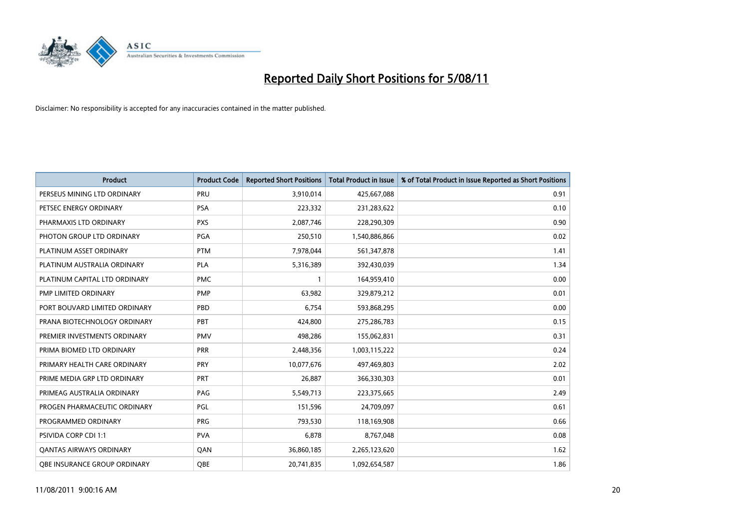# Reported Daily Short Positions for 5/08/11

Disclaimer: No responsibility is accepted for any inaccuracies contained in the matter published.

| Product | Product Code | Reported Short Positions | Total Product in Issue | % of Total Product in Issue Reported as Short Positions |
|---|---|---|---|---|
| PERSEUS MINING LTD ORDINARY | PRU | 3,910,014 | 425,667,088 | 0.91 |
| PETSEC ENERGY ORDINARY | PSA | 223,332 | 231,283,622 | 0.10 |
| PHARMAXIS LTD ORDINARY | PXS | 2,087,746 | 228,290,309 | 0.90 |
| PHOTON GROUP LTD ORDINARY | PGA | 250,510 | 1,540,886,866 | 0.02 |
| PLATINUM ASSET ORDINARY | PTM | 7,978,044 | 561,347,878 | 1.41 |
| PLATINUM AUSTRALIA ORDINARY | PLA | 5,316,389 | 392,430,039 | 1.34 |
| PLATINUM CAPITAL LTD ORDINARY | PMC | 1 | 164,959,410 | 0.00 |
| PMP LIMITED ORDINARY | PMP | 63,982 | 329,879,212 | 0.01 |
| PORT BOUVARD LIMITED ORDINARY | PBD | 6,754 | 593,868,295 | 0.00 |
| PRANA BIOTECHNOLOGY ORDINARY | PBT | 424,800 | 275,286,783 | 0.15 |
| PREMIER INVESTMENTS ORDINARY | PMV | 498,286 | 155,062,831 | 0.31 |
| PRIMA BIOMED LTD ORDINARY | PRR | 2,448,356 | 1,003,115,222 | 0.24 |
| PRIMARY HEALTH CARE ORDINARY | PRY | 10,077,676 | 497,469,803 | 2.02 |
| PRIME MEDIA GRP LTD ORDINARY | PRT | 26,887 | 366,330,303 | 0.01 |
| PRIMEAG AUSTRALIA ORDINARY | PAG | 5,549,713 | 223,375,665 | 2.49 |
| PROGEN PHARMACEUTIC ORDINARY | PGL | 151,596 | 24,709,097 | 0.61 |
| PROGRAMMED ORDINARY | PRG | 793,530 | 118,169,908 | 0.66 |
| PSIVIDA CORP CDI 1:1 | PVA | 6,878 | 8,767,048 | 0.08 |
| QANTAS AIRWAYS ORDINARY | QAN | 36,860,185 | 2,265,123,620 | 1.62 |
| QBE INSURANCE GROUP ORDINARY | QBE | 20,741,835 | 1,092,654,587 | 1.86 |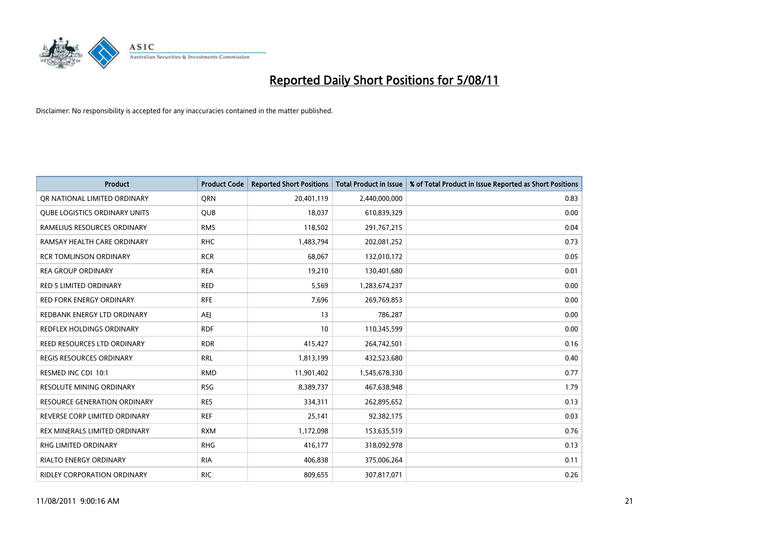# Reported Daily Short Positions for 5/08/11

Disclaimer: No responsibility is accepted for any inaccuracies contained in the matter published.

| Product | Product Code | Reported Short Positions | Total Product in Issue | % of Total Product in Issue Reported as Short Positions |
|---|---|---|---|---|
| QR NATIONAL LIMITED ORDINARY | QRN | 20,401,119 | 2,440,000,000 | 0.83 |
| QUBE LOGISTICS ORDINARY UNITS | QUB | 18,037 | 610,839,329 | 0.00 |
| RAMELIUS RESOURCES ORDINARY | RMS | 118,502 | 291,767,215 | 0.04 |
| RAMSAY HEALTH CARE ORDINARY | RHC | 1,483,794 | 202,081,252 | 0.73 |
| RCR TOMLINSON ORDINARY | RCR | 68,067 | 132,010,172 | 0.05 |
| REA GROUP ORDINARY | REA | 19,210 | 130,401,680 | 0.01 |
| RED 5 LIMITED ORDINARY | RED | 5,569 | 1,283,674,237 | 0.00 |
| RED FORK ENERGY ORDINARY | RFE | 7,696 | 269,769,853 | 0.00 |
| REDBANK ENERGY LTD ORDINARY | AEJ | 13 | 786,287 | 0.00 |
| REDFLEX HOLDINGS ORDINARY | RDF | 10 | 110,345,599 | 0.00 |
| REED RESOURCES LTD ORDINARY | RDR | 415,427 | 264,742,501 | 0.16 |
| REGIS RESOURCES ORDINARY | RRL | 1,813,199 | 432,523,680 | 0.40 |
| RESMED INC CDI 10:1 | RMD | 11,901,402 | 1,545,678,330 | 0.77 |
| RESOLUTE MINING ORDINARY | RSG | 8,389,737 | 467,638,948 | 1.79 |
| RESOURCE GENERATION ORDINARY | RES | 334,311 | 262,895,652 | 0.13 |
| REVERSE CORP LIMITED ORDINARY | REF | 25,141 | 92,382,175 | 0.03 |
| REX MINERALS LIMITED ORDINARY | RXM | 1,172,098 | 153,635,519 | 0.76 |
| RHG LIMITED ORDINARY | RHG | 416,177 | 318,092,978 | 0.13 |
| RIALTO ENERGY ORDINARY | RIA | 406,838 | 375,006,264 | 0.11 |
| RIDLEY CORPORATION ORDINARY | RIC | 809,655 | 307,817,071 | 0.26 |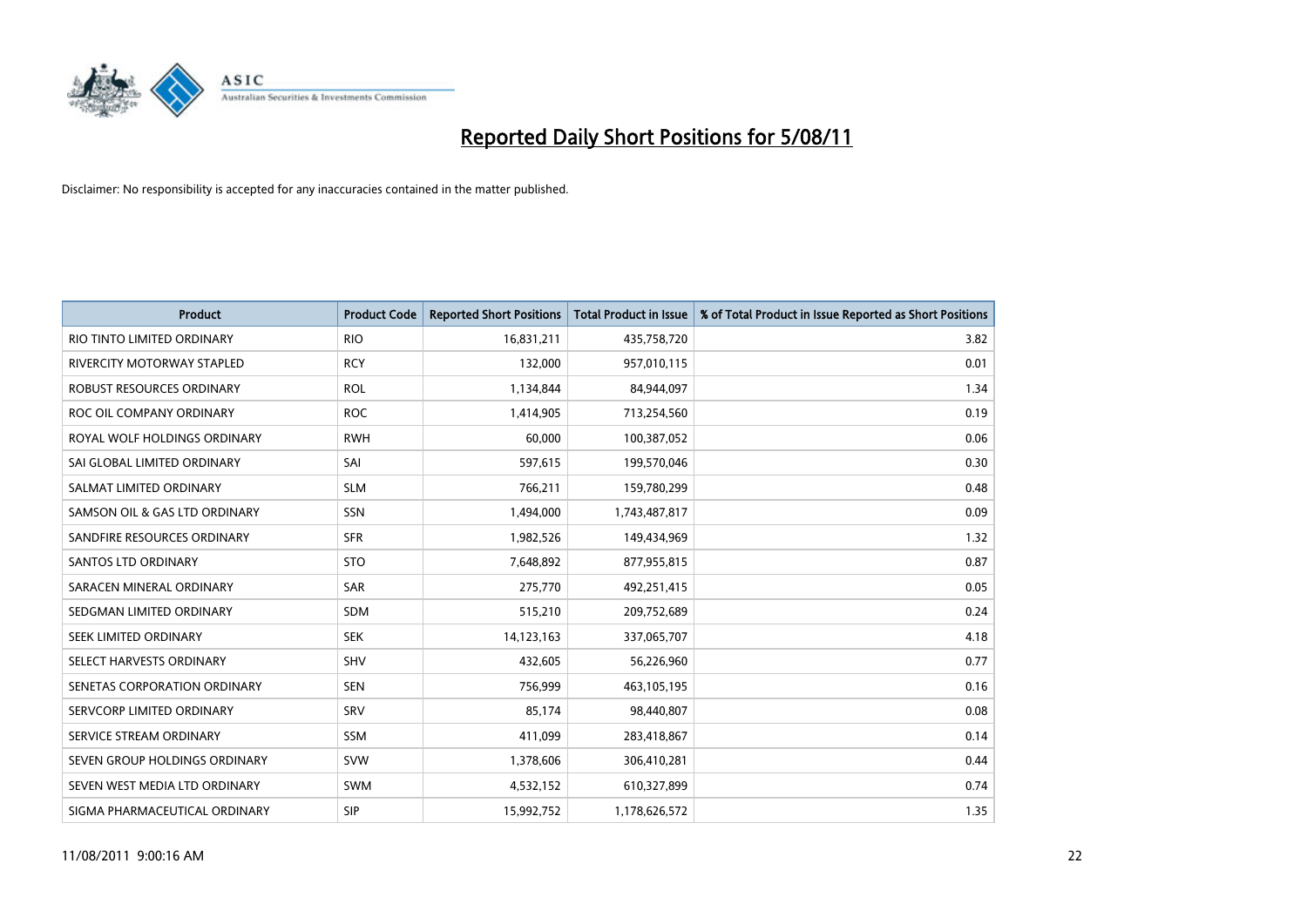# Reported Daily Short Positions for 5/08/11

Disclaimer: No responsibility is accepted for any inaccuracies contained in the matter published.

| Product | Product Code | Reported Short Positions | Total Product in Issue | % of Total Product in Issue Reported as Short Positions |
|---|---|---|---|---|
| RIO TINTO LIMITED ORDINARY | RIO | 16,831,211 | 435,758,720 | 3.82 |
| RIVERCITY MOTORWAY STAPLED | RCY | 132,000 | 957,010,115 | 0.01 |
| ROBUST RESOURCES ORDINARY | ROL | 1,134,844 | 84,944,097 | 1.34 |
| ROC OIL COMPANY ORDINARY | ROC | 1,414,905 | 713,254,560 | 0.19 |
| ROYAL WOLF HOLDINGS ORDINARY | RWH | 60,000 | 100,387,052 | 0.06 |
| SAI GLOBAL LIMITED ORDINARY | SAI | 597,615 | 199,570,046 | 0.30 |
| SALMAT LIMITED ORDINARY | SLM | 766,211 | 159,780,299 | 0.48 |
| SAMSON OIL & GAS LTD ORDINARY | SSN | 1,494,000 | 1,743,487,817 | 0.09 |
| SANDFIRE RESOURCES ORDINARY | SFR | 1,982,526 | 149,434,969 | 1.32 |
| SANTOS LTD ORDINARY | STO | 7,648,892 | 877,955,815 | 0.87 |
| SARACEN MINERAL ORDINARY | SAR | 275,770 | 492,251,415 | 0.05 |
| SEDGMAN LIMITED ORDINARY | SDM | 515,210 | 209,752,689 | 0.24 |
| SEEK LIMITED ORDINARY | SEK | 14,123,163 | 337,065,707 | 4.18 |
| SELECT HARVESTS ORDINARY | SHV | 432,605 | 56,226,960 | 0.77 |
| SENETAS CORPORATION ORDINARY | SEN | 756,999 | 463,105,195 | 0.16 |
| SERVCORP LIMITED ORDINARY | SRV | 85,174 | 98,440,807 | 0.08 |
| SERVICE STREAM ORDINARY | SSM | 411,099 | 283,418,867 | 0.14 |
| SEVEN GROUP HOLDINGS ORDINARY | SVW | 1,378,606 | 306,410,281 | 0.44 |
| SEVEN WEST MEDIA LTD ORDINARY | SWM | 4,532,152 | 610,327,899 | 0.74 |
| SIGMA PHARMACEUTICAL ORDINARY | SIP | 15,992,752 | 1,178,626,572 | 1.35 |

11/08/2011 9:00:16 AM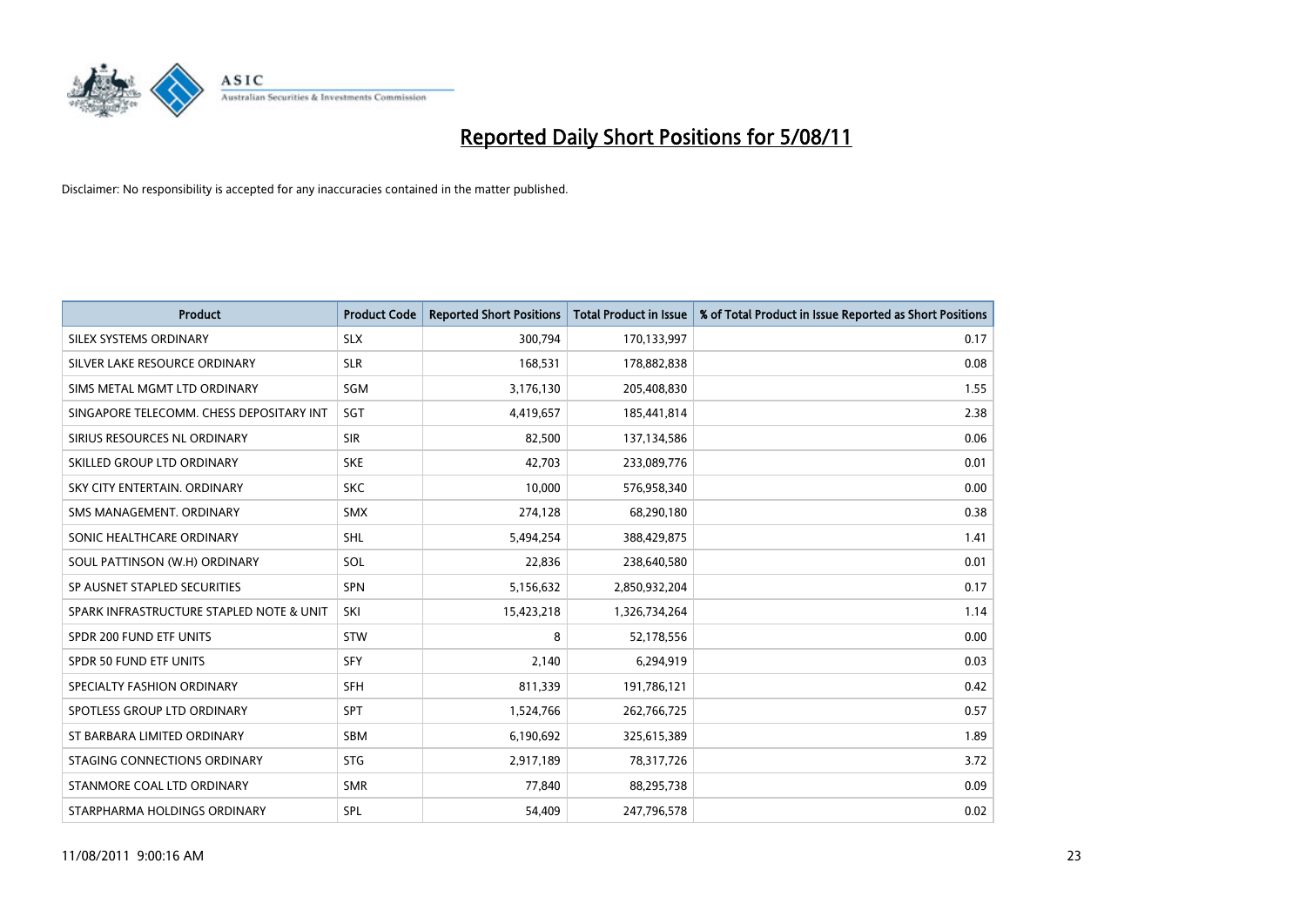# Reported Daily Short Positions for 5/08/11

Disclaimer: No responsibility is accepted for any inaccuracies contained in the matter published.

| Product | Product Code | Reported Short Positions | Total Product in Issue | % of Total Product in Issue Reported as Short Positions |
|---|---|---|---|---|
| SILEX SYSTEMS ORDINARY | SLX | 300,794 | 170,133,997 | 0.17 |
| SILVER LAKE RESOURCE ORDINARY | SLR | 168,531 | 178,882,838 | 0.08 |
| SIMS METAL MGMT LTD ORDINARY | SGM | 3,176,130 | 205,408,830 | 1.55 |
| SINGAPORE TELECOMM. CHESS DEPOSITARY INT | SGT | 4,419,657 | 185,441,814 | 2.38 |
| SIRIUS RESOURCES NL ORDINARY | SIR | 82,500 | 137,134,586 | 0.06 |
| SKILLED GROUP LTD ORDINARY | SKE | 42,703 | 233,089,776 | 0.01 |
| SKY CITY ENTERTAIN. ORDINARY | SKC | 10,000 | 576,958,340 | 0.00 |
| SMS MANAGEMENT. ORDINARY | SMX | 274,128 | 68,290,180 | 0.38 |
| SONIC HEALTHCARE ORDINARY | SHL | 5,494,254 | 388,429,875 | 1.41 |
| SOUL PATTINSON (W.H) ORDINARY | SOL | 22,836 | 238,640,580 | 0.01 |
| SP AUSNET STAPLED SECURITIES | SPN | 5,156,632 | 2,850,932,204 | 0.17 |
| SPARK INFRASTRUCTURE STAPLED NOTE & UNIT | SKI | 15,423,218 | 1,326,734,264 | 1.14 |
| SPDR 200 FUND ETF UNITS | STW | 8 | 52,178,556 | 0.00 |
| SPDR 50 FUND ETF UNITS | SFY | 2,140 | 6,294,919 | 0.03 |
| SPECIALTY FASHION ORDINARY | SFH | 811,339 | 191,786,121 | 0.42 |
| SPOTLESS GROUP LTD ORDINARY | SPT | 1,524,766 | 262,766,725 | 0.57 |
| ST BARBARA LIMITED ORDINARY | SBM | 6,190,692 | 325,615,389 | 1.89 |
| STAGING CONNECTIONS ORDINARY | STG | 2,917,189 | 78,317,726 | 3.72 |
| STANMORE COAL LTD ORDINARY | SMR | 77,840 | 88,295,738 | 0.09 |
| STARPHARMA HOLDINGS ORDINARY | SPL | 54,409 | 247,796,578 | 0.02 |

11/08/2011 9:00:16 AM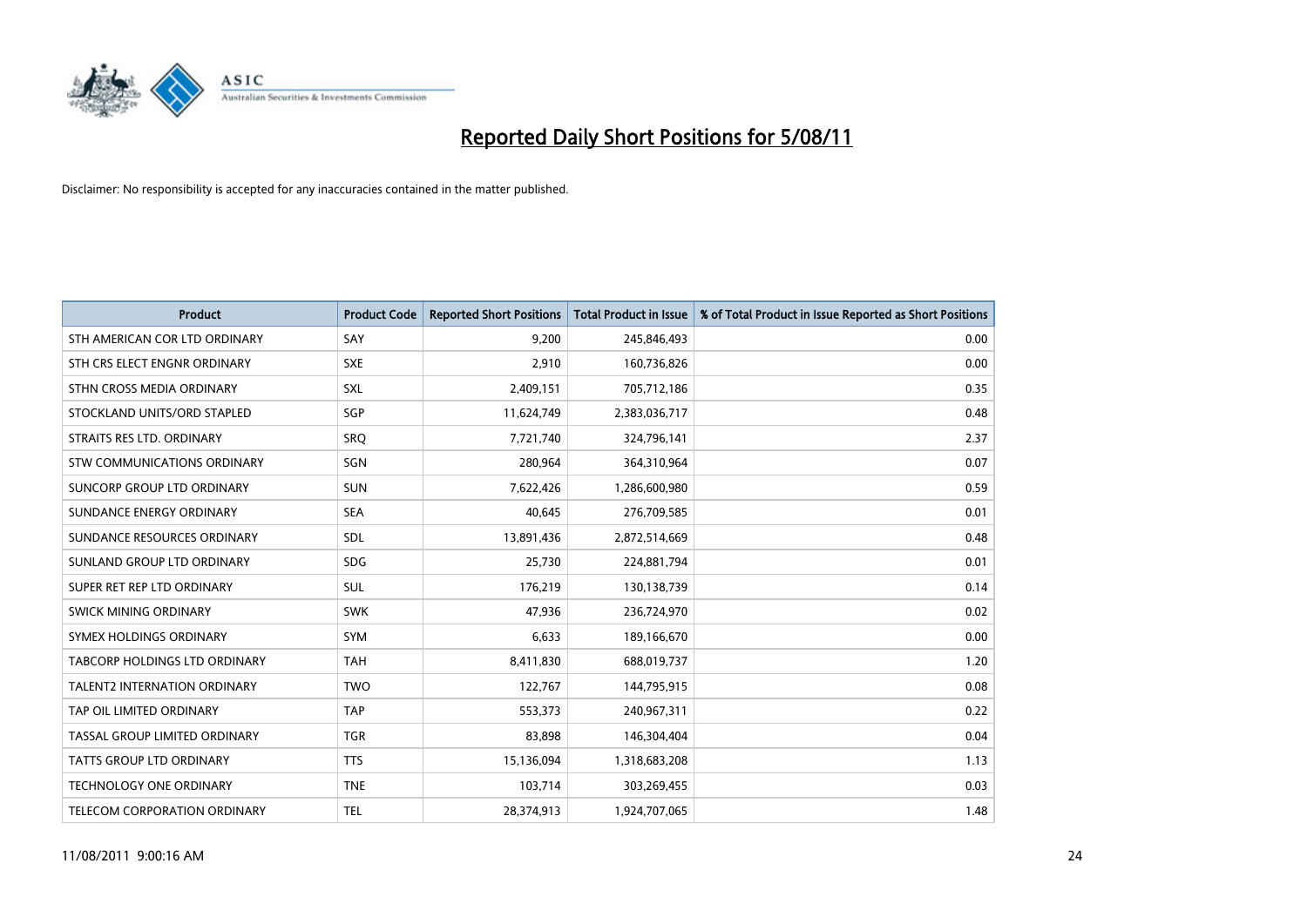# Reported Daily Short Positions for 5/08/11

Disclaimer: No responsibility is accepted for any inaccuracies contained in the matter published.

| Product | Product Code | Reported Short Positions | Total Product in Issue | % of Total Product in Issue Reported as Short Positions |
|---|---|---|---|---|
| STH AMERICAN COR LTD ORDINARY | SAY | 9,200 | 245,846,493 | 0.00 |
| STH CRS ELECT ENGNR ORDINARY | SXE | 2,910 | 160,736,826 | 0.00 |
| STHN CROSS MEDIA ORDINARY | SXL | 2,409,151 | 705,712,186 | 0.35 |
| STOCKLAND UNITS/ORD STAPLED | SGP | 11,624,749 | 2,383,036,717 | 0.48 |
| STRAITS RES LTD. ORDINARY | SRQ | 7,721,740 | 324,796,141 | 2.37 |
| STW COMMUNICATIONS ORDINARY | SGN | 280,964 | 364,310,964 | 0.07 |
| SUNCORP GROUP LTD ORDINARY | SUN | 7,622,426 | 1,286,600,980 | 0.59 |
| SUNDANCE ENERGY ORDINARY | SEA | 40,645 | 276,709,585 | 0.01 |
| SUNDANCE RESOURCES ORDINARY | SDL | 13,891,436 | 2,872,514,669 | 0.48 |
| SUNLAND GROUP LTD ORDINARY | SDG | 25,730 | 224,881,794 | 0.01 |
| SUPER RET REP LTD ORDINARY | SUL | 176,219 | 130,138,739 | 0.14 |
| SWICK MINING ORDINARY | SWK | 47,936 | 236,724,970 | 0.02 |
| SYMEX HOLDINGS ORDINARY | SYM | 6,633 | 189,166,670 | 0.00 |
| TABCORP HOLDINGS LTD ORDINARY | TAH | 8,411,830 | 688,019,737 | 1.20 |
| TALENT2 INTERNATION ORDINARY | TWO | 122,767 | 144,795,915 | 0.08 |
| TAP OIL LIMITED ORDINARY | TAP | 553,373 | 240,967,311 | 0.22 |
| TASSAL GROUP LIMITED ORDINARY | TGR | 83,898 | 146,304,404 | 0.04 |
| TATTS GROUP LTD ORDINARY | TTS | 15,136,094 | 1,318,683,208 | 1.13 |
| TECHNOLOGY ONE ORDINARY | TNE | 103,714 | 303,269,455 | 0.03 |
| TELECOM CORPORATION ORDINARY | TEL | 28,374,913 | 1,924,707,065 | 1.48 |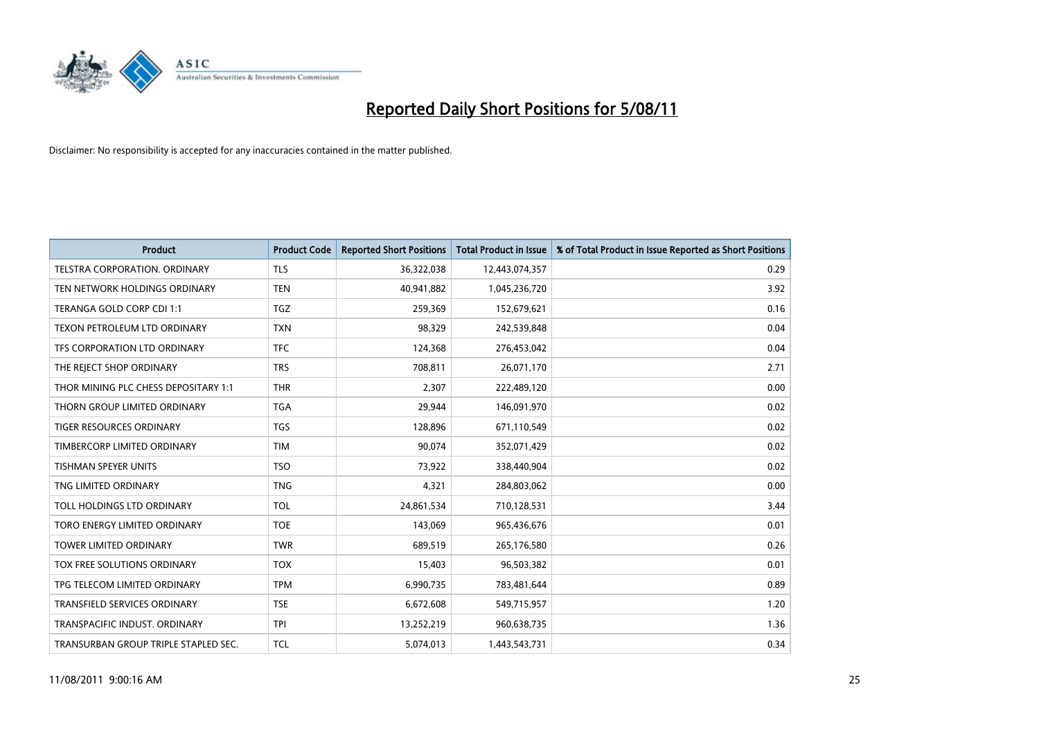# Reported Daily Short Positions for 5/08/11

Disclaimer: No responsibility is accepted for any inaccuracies contained in the matter published.

| Product | Product Code | Reported Short Positions | Total Product in Issue | % of Total Product in Issue Reported as Short Positions |
|---|---|---|---|---|
| TELSTRA CORPORATION. ORDINARY | TLS | 36,322,038 | 12,443,074,357 | 0.29 |
| TEN NETWORK HOLDINGS ORDINARY | TEN | 40,941,882 | 1,045,236,720 | 3.92 |
| TERANGA GOLD CORP CDI 1:1 | TGZ | 259,369 | 152,679,621 | 0.16 |
| TEXON PETROLEUM LTD ORDINARY | TXN | 98,329 | 242,539,848 | 0.04 |
| TFS CORPORATION LTD ORDINARY | TFC | 124,368 | 276,453,042 | 0.04 |
| THE REJECT SHOP ORDINARY | TRS | 708,811 | 26,071,170 | 2.71 |
| THOR MINING PLC CHESS DEPOSITARY 1:1 | THR | 2,307 | 222,489,120 | 0.00 |
| THORN GROUP LIMITED ORDINARY | TGA | 29,944 | 146,091,970 | 0.02 |
| TIGER RESOURCES ORDINARY | TGS | 128,896 | 671,110,549 | 0.02 |
| TIMBERCORP LIMITED ORDINARY | TIM | 90,074 | 352,071,429 | 0.02 |
| TISHMAN SPEYER UNITS | TSO | 73,922 | 338,440,904 | 0.02 |
| TNG LIMITED ORDINARY | TNG | 4,321 | 284,803,062 | 0.00 |
| TOLL HOLDINGS LTD ORDINARY | TOL | 24,861,534 | 710,128,531 | 3.44 |
| TORO ENERGY LIMITED ORDINARY | TOE | 143,069 | 965,436,676 | 0.01 |
| TOWER LIMITED ORDINARY | TWR | 689,519 | 265,176,580 | 0.26 |
| TOX FREE SOLUTIONS ORDINARY | TOX | 15,403 | 96,503,382 | 0.01 |
| TPG TELECOM LIMITED ORDINARY | TPM | 6,990,735 | 783,481,644 | 0.89 |
| TRANSFIELD SERVICES ORDINARY | TSE | 6,672,608 | 549,715,957 | 1.20 |
| TRANSPACIFIC INDUST. ORDINARY | TPI | 13,252,219 | 960,638,735 | 1.36 |
| TRANSURBAN GROUP TRIPLE STAPLED SEC. | TCL | 5,074,013 | 1,443,543,731 | 0.34 |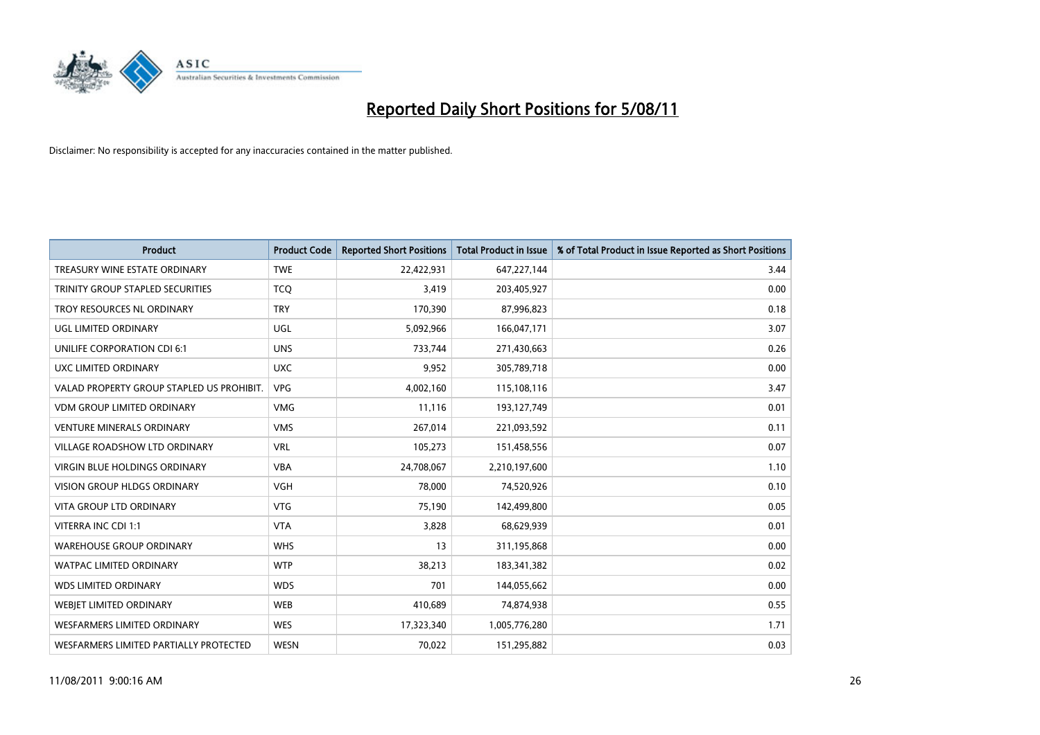# Reported Daily Short Positions for 5/08/11

Disclaimer: No responsibility is accepted for any inaccuracies contained in the matter published.

| Product | Product Code | Reported Short Positions | Total Product in Issue | % of Total Product in Issue Reported as Short Positions |
|---|---|---|---|---|
| TREASURY WINE ESTATE ORDINARY | TWE | 22,422,931 | 647,227,144 | 3.44 |
| TRINITY GROUP STAPLED SECURITIES | TCQ | 3,419 | 203,405,927 | 0.00 |
| TROY RESOURCES NL ORDINARY | TRY | 170,390 | 87,996,823 | 0.18 |
| UGL LIMITED ORDINARY | UGL | 5,092,966 | 166,047,171 | 3.07 |
| UNILIFE CORPORATION CDI 6:1 | UNS | 733,744 | 271,430,663 | 0.26 |
| UXC LIMITED ORDINARY | UXC | 9,952 | 305,789,718 | 0.00 |
| VALAD PROPERTY GROUP STAPLED US PROHIBIT. | VPG | 4,002,160 | 115,108,116 | 3.47 |
| VDM GROUP LIMITED ORDINARY | VMG | 11,116 | 193,127,749 | 0.01 |
| VENTURE MINERALS ORDINARY | VMS | 267,014 | 221,093,592 | 0.11 |
| VILLAGE ROADSHOW LTD ORDINARY | VRL | 105,273 | 151,458,556 | 0.07 |
| VIRGIN BLUE HOLDINGS ORDINARY | VBA | 24,708,067 | 2,210,197,600 | 1.10 |
| VISION GROUP HLDGS ORDINARY | VGH | 78,000 | 74,520,926 | 0.10 |
| VITA GROUP LTD ORDINARY | VTG | 75,190 | 142,499,800 | 0.05 |
| VITERRA INC CDI 1:1 | VTA | 3,828 | 68,629,939 | 0.01 |
| WAREHOUSE GROUP ORDINARY | WHS | 13 | 311,195,868 | 0.00 |
| WATPAC LIMITED ORDINARY | WTP | 38,213 | 183,341,382 | 0.02 |
| WDS LIMITED ORDINARY | WDS | 701 | 144,055,662 | 0.00 |
| WEBJET LIMITED ORDINARY | WEB | 410,689 | 74,874,938 | 0.55 |
| WESFARMERS LIMITED ORDINARY | WES | 17,323,340 | 1,005,776,280 | 1.71 |
| WESFARMERS LIMITED PARTIALLY PROTECTED | WESN | 70,022 | 151,295,882 | 0.03 |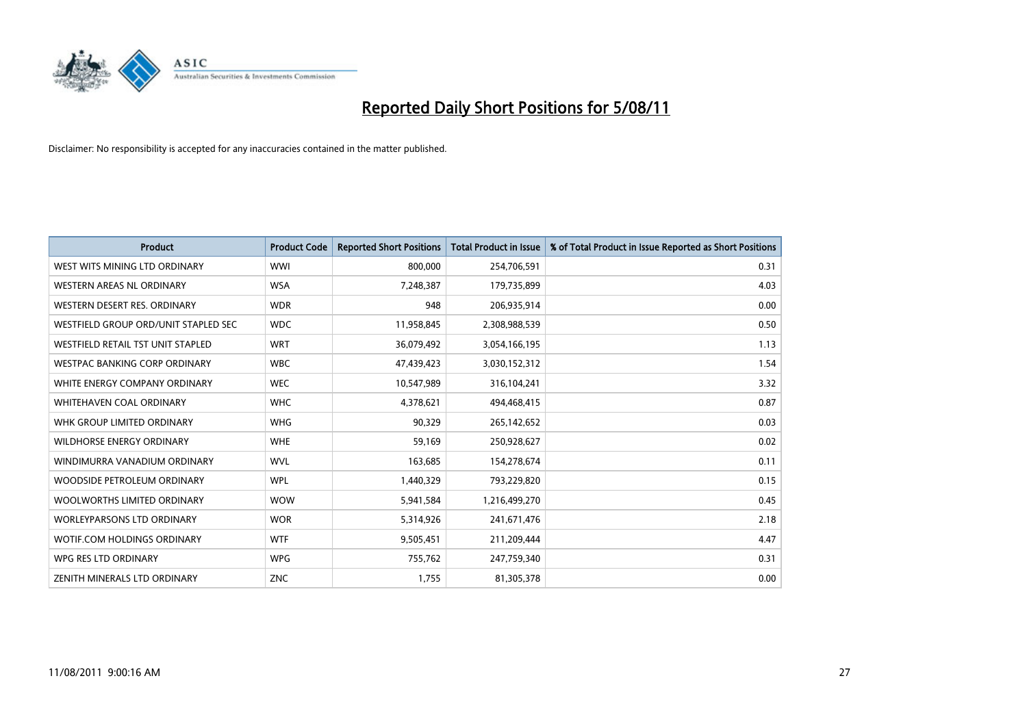# Reported Daily Short Positions for 5/08/11

Disclaimer: No responsibility is accepted for any inaccuracies contained in the matter published.

| Product | Product Code | Reported Short Positions | Total Product in Issue | % of Total Product in Issue Reported as Short Positions |
|---|---|---|---|---|
| WEST WITS MINING LTD ORDINARY | WWI | 800,000 | 254,706,591 | 0.31 |
| WESTERN AREAS NL ORDINARY | WSA | 7,248,387 | 179,735,899 | 4.03 |
| WESTERN DESERT RES. ORDINARY | WDR | 948 | 206,935,914 | 0.00 |
| WESTFIELD GROUP ORD/UNIT STAPLED SEC | WDC | 11,958,845 | 2,308,988,539 | 0.50 |
| WESTFIELD RETAIL TST UNIT STAPLED | WRT | 36,079,492 | 3,054,166,195 | 1.13 |
| WESTPAC BANKING CORP ORDINARY | WBC | 47,439,423 | 3,030,152,312 | 1.54 |
| WHITE ENERGY COMPANY ORDINARY | WEC | 10,547,989 | 316,104,241 | 3.32 |
| WHITEHAVEN COAL ORDINARY | WHC | 4,378,621 | 494,468,415 | 0.87 |
| WHK GROUP LIMITED ORDINARY | WHG | 90,329 | 265,142,652 | 0.03 |
| WILDHORSE ENERGY ORDINARY | WHE | 59,169 | 250,928,627 | 0.02 |
| WINDIMURRA VANADIUM ORDINARY | WVL | 163,685 | 154,278,674 | 0.11 |
| WOODSIDE PETROLEUM ORDINARY | WPL | 1,440,329 | 793,229,820 | 0.15 |
| WOOLWORTHS LIMITED ORDINARY | WOW | 5,941,584 | 1,216,499,270 | 0.45 |
| WORLEYPARSONS LTD ORDINARY | WOR | 5,314,926 | 241,671,476 | 2.18 |
| WOTIF.COM HOLDINGS ORDINARY | WTF | 9,505,451 | 211,209,444 | 4.47 |
| WPG RES LTD ORDINARY | WPG | 755,762 | 247,759,340 | 0.31 |
| ZENITH MINERALS LTD ORDINARY | ZNC | 1,755 | 81,305,378 | 0.00 |